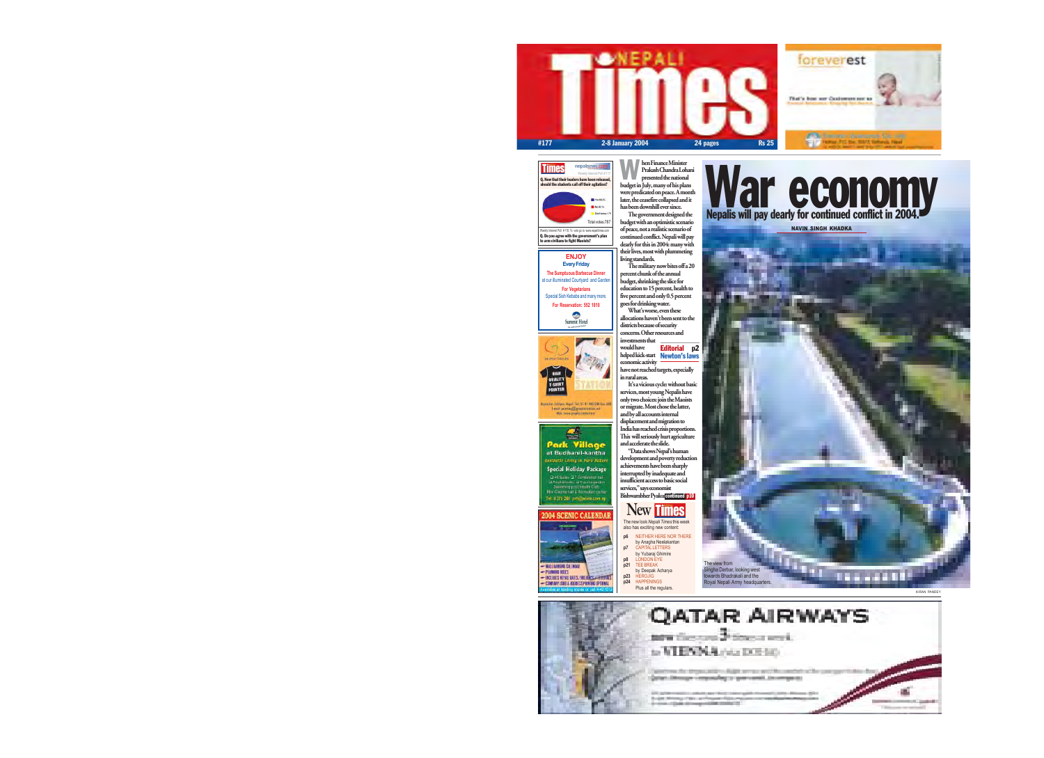# NEPALI Times

#177 | 2-8 January 2004 | 24 pages | Rs 25

foreverest

That's how our Customers see us

**Times** nepalnews.com

Weekly Internet Poll # 117

**Q. Now that their leaders have been released, should the students call off their agitation?**

Total votes: 787

Weekly Internet Poll # 118. To vote go to: www.nepalitimes.com

**Q. Do you agree with the government's plan to arm civilians to fight Maoists?**

**ENJOY**
**Every Friday**
The Sumptuous Barbecue Dinner
at our illuminated Courtyard and Garden
For Vegetarians
Special Sish Kebabs and many more
For Reservation: 552 1810
Summit Hotel

HIGH QUALITY T-SHIRT PRINTER
STATION

**Park Village**
at Budhanil-kantha
Special Holiday Package

**2004 SCENIC CALENDAR**

# War economy

## Nepalis will pay dearly for continued conflict in 2004.

**NAVIN SINGH KHADKA**

When Finance Minister Prakash Chandra Lohani presented the national budget in July, many of his plans were predicated on peace. A month later, the ceasefire collapsed and it has been downhill ever since.

The government designed the budget with an optimistic scenario of peace, not a realistic scenario of continued conflict. Nepali will pay dearly for this in 2004: many with their lives, most with plummeting living standards.

The military now bites off a 20 percent chunk of the annual budget, shrinking the slice for education to 15 percent, health to five percent and only 0.5 percent goes for drinking water.

What's worse, even these allocations haven't been sent to the districts because of security concerns. Other resources and investments that would have helped kick-start economic activity have not reached targets, especially in rural areas.

**Editorial p2**
**Newton's laws**

It's a vicious cycle without basic services, most young Nepalis have only two choices: join the Maoists or migrate. Most chose the latter, and by all accounts internal displacement and migration to India has reached crisis proportions. This will seriously hurt agriculture and accelerate the slide.

"Data shows Nepal's human development and poverty reduction achievements have been sharply interrupted by inadequate and insufficient access to basic social services," says economist Bishwambher Pyakurel. **continued p10**

The view from Singha Darbar, looking west towards Bhadrakali and the Royal Nepali Army headquarters.

KIRAN PANDEY

## New Times

The new look *Nepali Times* this week also has exciting new content:

- p6 NEITHER HERE NOR THERE by Anagha Neelakantan
- p7 CAPITAL LETTERS by Yubaraj Ghimire
- p8 LONDON EYE
- p21 TEE BREAK by Deepak Acharya
- p23 HEROJIG
- p24 HAPPENINGS

Plus all the regulars.

QATAR AIRWAYS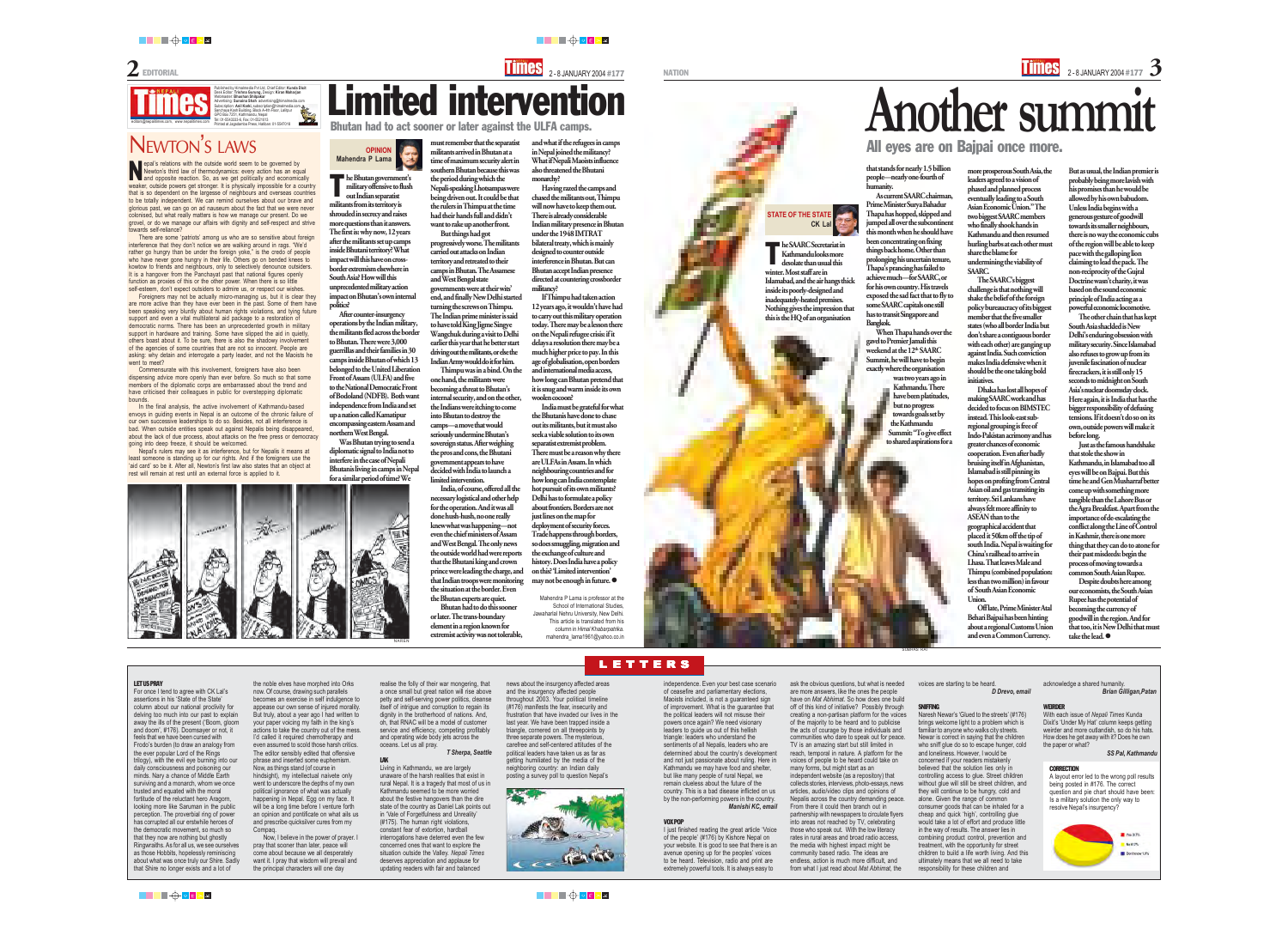# Newton's laws

Nepal's relations with the outside world seem to be governed by Newton's third law of thermodynamics: every action has an equal and opposite reaction. So, as we get politically and economically weaker, outside powers get stronger. It is physically impossible for a country that is so dependent on the largesse of neighbours and overseas countries to be totally independent. We can remind ourselves about our brave and glorious past, we can go on ad nauseum about the fact that we were never colonised, but what really matters is how we manage our present. Do we grovel, or do we manage our affairs with dignity and self-respect and strive towards self-reliance?

There are some 'patriots' among us who are so sensitive about foreign interference that they don't notice we are walking around in rags. "We'd rather go hungry than be under the foreign yoke," is the credo of people who have never gone hungry in their life. Others go on bended knees to kowtow to friends and neighbours, only to selectively denounce outsiders. It is a hangover from the Panchayat past that national figures openly function as proxies of this or the other power. When there is so little self-esteem, don't expect outsiders to admire us, or respect our wishes.

Foreigners may not be actually micro-managing us, but it is clear they are more active than they have ever been in the past. Some of them have been speaking very bluntly about human rights violations, and tying future support and even a vital multilateral aid package to a restoration of democratic norms. There has been an unprecedented growth in military support in hardware and training. Some have slipped the aid in quietly, others boast about it. To be sure, there is also the shadowy involvement of the agencies of some countries that are not so innocent. People are asking: why detain and interrogate a party leader, and not the Maoists he went to meet?

Commensurate with this involvement, foreigners have also been dispensing advice more openly than ever before. So much so that some members of the diplomatic corps are embarrassed about the trend and have criticised their colleagues in public for overstepping diplomatic bounds.

In the final analysis, the active involvement of Kathmandu-based envoys in guiding events in Nepal is an outcome of the chronic failure of our own successive leaderships to do so. Besides, not all interference is bad. When outside entities speak out against Nepalis being disappeared, about the lack of due process, about attacks on the free press or democracy going into deep freeze, it should be welcomed.

Nepal's rulers may see it as interference, but for Nepalis it means at least someone is standing up for our rights. And if the foreigners use the 'aid card' so be it. After all, Newton's first law also states that an object at rest will remain at rest until an external force is applied to it.

# Limited intervention

## Bhutan had to act sooner or later against the ULFA camps.

**OPINION**
**Mahendra P Lama**

The Bhutan government's military offensive to flush out Indian separatist militants from its territory is shrouded in secrecy and raises more questions than it answers. The first is: why now, 12 years after the militants set up camps inside Bhutani territory? What impact will this have on cross-border extremism elsewhere in South Asia? How will this unprecedented military action impact on Bhutan's own internal politics?

After counter-insurgency operations by the Indian military, the militants fled across the border to Bhutan. There were 3,000 guerrillas and their families in 30 camps inside Bhutan of which 13 belonged to the United Liberation Front of Assam (ULFA) and five to the National Democratic Front of Bodoland (NDFB). Both want independence from India and set up a nation called Kamtapur encompassing eastern Assam and northern West Bengal.

Was Bhutan trying to send a diplomatic signal to India not to interfere in the case of Nepali Bhutanis living in camps in Nepal for a similar period of time? We must remember that the separatist militants arrived in Bhutan at a time of maximum security alert in southern Bhutan because this was the period during which the Nepali-speaking Lhotsampas were being driven out. It could be that the rulers in Thimpu at the time had their hands full and didn't want to rake up another front.

But things had got progressively worse. The militants carried out attacks on Indian territory and retreated to their camps in Bhutan. The Assamese and West Bengal state governments were at their wits' end, and finally New Delhi started turning the screws on Thimpu. The Indian prime minister is said to have told King Jigme Singye Wangchuk during a visit to Delhi earlier this year that he better start driving out the militants, or else the Indian Army would do it for him.

Thimpu was in a bind. On the one hand, the militants were becoming a threat to Bhutan's internal security, and on the other, the Indians were itching to come into Bhutan to destroy the camps—a move that would seriously undermine Bhutan's sovereign status. After weighing the pros and cons, the Bhutanese government appears to have decided with India to launch a limited intervention.

India, of course, offered all the necessary logistical and other help for the operation. And it was all done hush-hush, no one really knew what was happening—not even the chief ministers of Assam and West Bengal. The only news the outside world had were reports that the Bhutani king and crown prince were leading the charge, and that Indian troops were monitoring the situation at the border. Even the Bhutan experts are quiet.

Bhutan had to do this sooner or later. The trans-boundary element in a region known for extremist activity was not tolerable, and what if the refugees in camps in Nepal joined the militancy? What if Nepali Maoists influence also threatened the Bhutani monarchy?

Having razed the camps and chased the militants out, Thimpu will now have to keep them out. There is already considerable Indian military presence in Bhutan under the 1948 IMTRAT bilateral treaty, which is mainly designed to counter outside interference in Bhutan. But can Bhutan accept Indian presence directed at countering crossborder militancy?

If Thimpu had taken action 12 years ago, it wouldn't have had to carry out this military operation today. There may be a lesson there on the Nepali refugee crisis: if it delays a resolution there may be a much higher price to pay. In this age of globalisation, open borders and international media access, how long can Bhutan pretend that it is snug and warm inside its own woolen cocoon?

India must be grateful for what the Bhutanis have done to chase out its militants, but it must also seek a viable solution to its own separatist extremist problem. There must be a reason why there are ULFAs in Assam. In which neighbouring countries and for how long can India contemplate hot pursuit of its own militants? Delhi has to formulate a policy about frontiers. Borders are not just lines on the map for deployment of security forces. Trade happens through borders, so does smuggling, migration and the exchange of culture and history. Does India have a policy on this? 'Limited intervention' may not be enough in future. ●

*Mahendra P Lama is professor at the School of International Studies, Jawaharlal Nehru University, New Delhi. This article is translated from his column in Himal Khabarpatrika. mahendra_lama1961@yahoo.co.in*

# Another summit

## All eyes are on Bajpai once more.

**STATE OF THE STATE**
**CK Lal**

The SAARC Secretariat in Kathmandu looks more desolate than usual this winter. Most staff are in Islamabad, and the air hangs thick inside its poorly-designed and inadequately-heated premises. Nothing gives the impression that this is the HQ of an organisation that stands for nearly 1.5 billion people—nearly one-fourth of humanity.

As current SAARC chairman, Prime Minister Surya Bahadur Thapa has hopped, skipped and jumped all over the subcontinent this month when he should have been concentrating on fixing things back home. Other than prolonging his uncertain tenure, Thapa's prancing has failed to achieve much—for SAARC, or for his own country. His travels exposed the sad fact that to fly to some SAARC capitals one still has to transit Singapore and Bangkok.

When Thapa hands over the gavel to Premier Jamali this weekend at the 12th SAARC Summit, he will have to begin exactly where the organisation was two years ago in Kathmandu. There have been platitudes, but no progress towards goals set by the Kathmandu Summit: "To give effect to shared aspirations for a more prosperous South Asia, the leaders agreed to a vision of phased and planned process eventually leading to a South Asian Economic Union." The two biggest SAARC members who finally shook hands in Kathmandu and then resumed hurling barbs at each other must share the blame for undermining the viability of SAARC.

The SAARC's biggest challenge is that nothing will shake the belief of the foreign policy bureaucracy of its biggest member that the five smaller states (who all border India but don't share a contiguous border with each other) are ganging up against India. Such conviction makes India defensive when it should be the one taking bold initiatives.

Dhaka has lost all hopes of making SAARC work and has decided to focus on BIMSTEC instead. This look-east sub-regional grouping is free of Indo-Pakistan acrimony and has greater chances of economic cooperation. Even after badly bruising itself in Afghanistan, Islamabad is still pinning its hopes on profiting from Central Asian oil and gas transiting its territory. Sri Lankans have always felt more affinity to ASEAN than to the geographical accident that placed it 50km off the tip of south India. Nepal is waiting for China's railhead to arrive in Lhasa. That leaves Male and Thimpu (combined population: less than two million) in favour of South Asian Economic Union.

Of late, Prime Minister Atal Behari Bajpai has been hinting about a regional Customs Union and even a Common Currency. But as usual, the Indian premier is probably being more lavish with his promises than he would be allowed by his own babudom. Unless India begins with a generous gesture of goodwill towards its smaller neighbours, there is no way the economic cubs of the region will be able to keep pace with the galloping lion claiming to lead the pack. The non-reciprocity of the Gujral Doctrine wasn't charity, it was based on the sound economic principle of India acting as a powerful economic locomotive.

The other chain that has kept South Asia shackled is New Delhi's enduring obsession with military security. Since Islamabad also refuses to grow up from its juvenile fascination of nuclear firecrackers, it is still only 15 seconds to midnight on South Asia's nuclear doomsday clock. Here again, it is India that has the bigger responsibility of defusing tensions. If it doesn't do so on its own, outside powers will make it before long.

Just as the famous handshake that stole the show in Kathmandu, in Islamabad too all eyes will be on Bajpai. But this time he and Gen Musharraf better come up with something more tangible than the Lahore Bus or the Agra Breakfast. Apart from the importance of de-escalating the conflict along the Line of Control in Kashmir, there is one more thing that they can do to atone for their past misdeeds: begin the process of moving towards a common South Asian Rupee.

Despite doubts here among our economists, the South Asian Rupee has the potential of becoming the currency of goodwill in the region. And for that too, it is New Delhi that must take the lead. ●

# LETTERS

**LET US PRAY**

For once I tend to agree with CK Lal's assertions in his 'State of the State' column about our national proclivity for delving too much into our past to explain away the ills of the present ('Boom, gloom and doom', #176). Doomsayer or not, it feels that we have been cursed with Frodo's burden (to draw an analogy from the ever popular Lord of the Rings trilogy), with the evil eye burning into our daily consciousness and poisoning our minds. Nary a chance of Middle Earth surviving and a monarch, whom we once trusted and equated with the moral fortitude of the reluctant hero Aragorn, looking more like Saruman in the public perception. The proverbial ring of power has corrupted all our erstwhile heroes of the democratic movement, so much so that they now are nothing but ghostly Ringwraiths. As for all us, we see ourselves as those Hobbits, hopelessly reminiscing about what was once truly our Shire. Sadly that Shire no longer exists and a lot of the noble elves have morphed into Orks now. Of course, drawing such parallels becomes an exercise in self indulgence to appease our own sense of injured morality. But truly, about a year ago I had written to your paper voicing my faith in the king's actions to take the country out of the mess. I'd called it required chemotherapy and even assumed to scold those harsh critics. The editor sensibly edited that offensive phrase and inserted some euphemism. Now, as things stand (of course in hindsight), my intellectual naivete only went to underscore the depths of my own political ignorance of what was actually happening in Nepal. Egg on my face. It will be a long time before I venture forth an opinion and pontificate on what ails us and prescribe quicksilver cures from my Compaq.

Now, I believe in the power of prayer. I pray that sooner than later, peace will come about because we all desperately want it. I pray that wisdom will prevail and the principal characters will one day realise the folly of their war mongering, that a once small but great nation will rise above petty and self-serving power politics, cleanse itself of intrigue and corruption to regain its dignity in the brotherhood of nations. And, oh, that RNAC will be a model of customer service and efficiency, competing profitably and operating wide body jets across the oceans. Let us all pray.

*T Sherpa, Seattle*

**LAK**

Living in Kathmandu, we are largely unaware of the harsh realities that exist in rural Nepal. It is a tragedy that most of us in Kathmandu seemed to be more worried about the festive hangovers than the dire state of the country as Daniel Lak points out in 'Vale of Forgetfulness and Unreality' (#175). The human right violations, constant fear of extortion, hardball interrogations have deterred even the few concerned ones that want to explore the situation outside the Valley. *Nepali Times* deserves appreciation and applause for updating readers with fair and balanced news about the insurgency affected areas and the insurgency affected people throughout 2003. Your political timeline (#176) manifests the fear, insecurity and frustration that have invaded our lives in the last year. We have been trapped inside a triangle, cornered on all threepoints by three separate powers. The mysterious, carefree and self-centered attitudes of the political leaders have taken us as far as getting humiliated by the media of the neighbouring country: an Indian daily posting a survey poll to question Nepal's independence. Even your best case scenario of ceasefire and parliamentary elections, Maoists included, is not a guaranteed sign of improvement. What is the guarantee that the political leaders will not misuse their powers once again? We need visionary leaders to guide us out of this hellish triangle: leaders who understand the sentiments of all Nepalis, leaders who are determined about the country's development and not just passionate about ruling. Here in Kathmandu we may have food and shelter, but like many people of rural Nepal, we remain clueless about the future of the country. This is a bad disease inflicted on us by the non-performing powers in the country.

*Manishi KC, email*

**VOX POP**

I just finished reading the great article 'Voice of the people' (#176) by Kishore Nepal on your website. It is good to see that there is an avenue opening up for the peoples' voices to be heard. Television, radio and print are extremely powerful tools. It is always easy to ask the obvious questions, but what is needed are more answers, like the ones the people have on *Mat Abhimat*. So how does one build off of this kind of initiative? Possibly through creating a non-partisan platform for the voices of the majority to be heard and to publicise the acts of courage by those individuals and communities who dare to speak out for peace. TV is an amazing start but still limited in reach, temporal in nature. A platform for the voices of people to be heard could take on many forms, but might start as an independent website (as a repository) that collects stories, interviews, photo-essays, news articles, audio/video clips and opinions of Nepalis across the country demanding peace. From there it could then branch out in partnership with newspapers to circulate flyers into areas not reached by TV, celebrating those who speak out. With the low literacy rates in rural areas and broad radio access, the media with highest impact might be community based radio. The ideas are endless, action is much more difficult, and from what I just read about *Mat Abhimat*, the voices are starting to be heard.

*D Drevo, email*

**SNIFFING**

Naresh Newar's 'Glued to the streets' (#176) brings welcome light to a problem which is familiar to anyone who walks city streets. Newar is correct in saying that the children who sniff glue do so to escape hunger, cold and loneliness. However, I would be concerned if your readers mistakenly believed that the solution lies only in controlling access to glue. Street children without glue will still be street children, and they will continue to be hungry, cold and alone. Given the range of common consumer goods that can be inhaled for a cheap and quick 'high', controlling glue would take a lot of effort and produce little in the way of results. The answer lies in combining product control, prevention and treatment, with the opportunity for street children to build a life worth living. And this ultimately means that we all need to take responsibility for these children and acknowledge a shared humanity.

*Brian Gilligan, Patan*

**WEIRDER**

With each issue of *Nepali Times* Kunda Dixit's 'Under My Hat' column keeps getting weirder and more outlandish, so do his hats. How does he get away with it? Does he own the paper or what?

*SS Pal, Kathmandu*

**CORRECTION**

A layout error led to the wrong poll results being posted in #176. The correct question and pie chart should have been: Is a military solution the only way to resolve Nepal's insurgency?

- Yes 26.1%
- No 61.7%
- Don't know 12%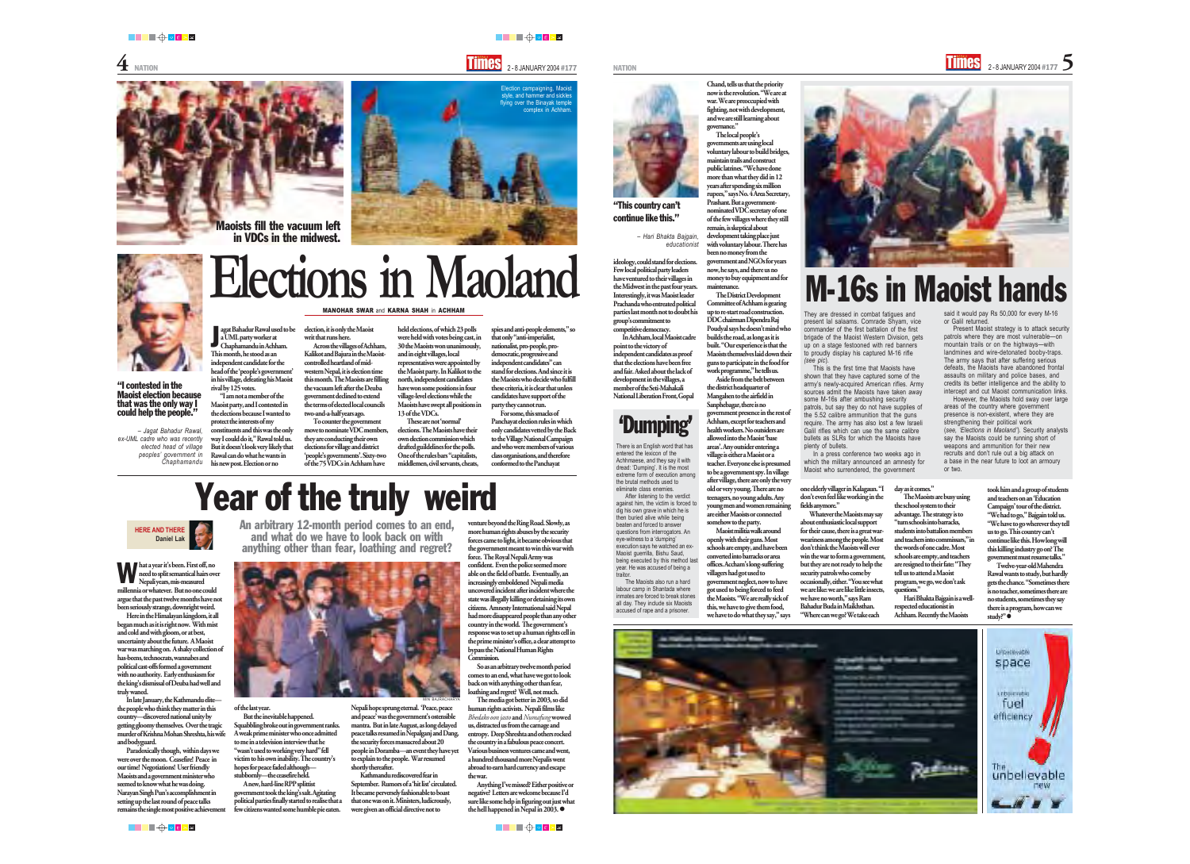Election campaigning, Maoist style, and hammer and sickles flying over the Binayak temple complex in Achham.

Maoists fill the vacuum left in VDCs in the midwest.

# Elections in Maoland

**MANOHAR SWAR and KARNA SHAH in ACHHAM**

**"I contested in the Maoist election because that was the only way I could help the people."**

*– Jagat Bahadur Rawal, ex-UML cadre who was recently elected head of village peoples' government in Chaphamandu*

Jagat Bahadur Rawal used to be a UML party worker at Chaphamandu in Achham. This month, he stood as an independent candidate for the head of the 'people's government' in his village, defeating his Maoist rival by 125 votes.

"I am not a member of the Maoist party, and I contested in the elections because I wanted to protect the interests of my constituents and this was the only way I could do it," Rawal told us. But it doesn't look very likely that Rawal can do what he wants in his new post. Election or no election, it is only the Maoist writ that runs here.

Across the villages of Achham, Kalikot and Bajura in the Maoist-controlled heartland of mid-western Nepal, it is election time this month. The Maoists are filling the vacuum left after the Deuba government declined to extend the terms of elected local councils two-and-a-half years ago.

To counter the government move to nominate VDC members, they are conducting their own elections for village and district 'people's governments'. Sixty-two of the 75 VDCs in Achham have held elections, of which 23 polls were held with votes being cast, in 30 the Maoists won unanimously, and in eight villages, local representatives were appointed by the Maoist party. In Kalikot the 30 north, independent candidates have won some positions in four village-level elections while the Maoists have swept all positions in 13 of the VDCs.

These are not 'normal' elections. The Maoists have their own election commission which drafted guidelines for the polls. One of the rules bars "capitalists, middlemen, civil servants, cheats, spies and anti-people elements," so that only "anti-imperialist, nationalist, pro-people, pro-democratic, progressive and independent candidates" can stand for elections. And since it is the Maoists who decide who fulfill these criteria, it is clear that unless candidates have support of the party they cannot run.

For some, this smacks of Panchayat election rules in which only candidates vetted by the Back to the Village National Campaign and who were members of various class organisations, and therefore conformed to the Panchayat ideology, could stand for elections. Few local political party leaders have ventured to their villages in the Midwest in the past four years. Interestingly, it was Maoist leader Prachanda who entreated political parties last month not to doubt his group's commitment to competitive democracy.

In Achham, local Maoist cadre point to the victory of independent candidates as proof that the elections have been free and fair. Asked about the lack of development in the villages, a member of the Seti-Mahakali National Liberation Front, Gopal Chand, tells us that the priority now is the revolution. "We are at war. We are preoccupied with fighting, not with development, and we are still learning about governance."

The local people's governments are using local voluntary labour to build bridges, maintain trails and construct public latrines. "We have done more than what they did in 12 years after spending six million rupees," says No. 4 Area Secretary, Prashant. But a government-nominated VDC secretary of one of the few villages where they still remain, is skeptical about development taking place just with voluntary labour. There has been no money from the government and NGOs for years now, he says, and there us no money to buy equipment and for maintenance.

The District Development Committee of Achham is gearing up to re-start road construction. DDC chairman Dipendra Raj Poudyal says he doesn't mind who builds the road, as long as it is built. "Our experience is that the Maoists themselves laid down their guns to participate in the food for work programme," he tells us.

Aside from the belt between the district headquarter of Mangalsen to the airfield in Sanphebagar, there is no government presence in the rest of Achham, except for teachers and health workers. No outsiders are allowed into the Maoist 'base areas'. Any outsider entering a village is either a Maoist or a teacher. Everyone else is presumed to be a government spy. In village after village, there are only the very old or very young. There are no teenagers, no young adults. Any young men and women remaining are either Maoists or connected somehow to the party.

Maoist militia walk around openly with their guns. Most schools are empty, and have been converted into barracks or area offices. Accham's long-suffering villagers had got used to government neglect, now to have got used to being forced to feed the Maoists. "We are really sick of this, we have to give them food, we have to do what they say," says one elderly villager in Kalagaun. "I don't even feel like working in the fields anymore."

Whatever the Maoists may say about enthusiastic local support for their cause, there is a great war-weariness among the people. Most don't think the Maoists will ever win the war to form a government, but they are not ready to help the security patrols who come by occasionally, either. "You see what we are like: we are like little insects, we have no worth," says Ram Bahadur Buda in Maikhsthan. "Where can we go? We take each day as it comes."

The Maoists are busy using the school system to their advantage. The strategy is to "turn schools into barracks, students into battalion members and teachers into commissars," in the words of one cadre. Most schools are empty, and teachers are resigned to their fate: "They tell us to attend a Maoist program, we go, we don't ask questions."

Hari Bhakta Bajgain is a well-respected educationist in Achham. Recently the Maoists took him and a group of students and teachers on an 'Education Campaign' tour of the district. "We had to go," Bajgain told us. "We have to go wherever they tell us to go. This country can't continue like this. How long will this killing industry go on? The government must resume talks."

Twelve-year-old Mahendra Rawal wants to study, but hardly gets the chance. "Sometimes there is no teacher, sometimes there are no students, sometimes they say there is a program, how can we study?" ●

**"This country can't continue like this."**

*– Hari Bhakta Bajgain, educationist*

## 'Dumping'

There is an English word that has entered the lexicon of the Achhmaese, and they say it with dread: 'Dumping'. It is the most extreme form of execution among the brutal methods used to eliminate class enemies.

After listening to the verdict against him, the victim is forced to dig his own grave in which he is then buried alive while being beaten and forced to answer questions from interrogators. An eye-witness to a 'dumping' execution says he watched an ex-Maoist guerrilla, Bishu Saud, being executed by this method last year. He was accused of being a traitor.

The Maoists also run a hard labour camp in Shantada where inmates are forced to break stones all day. They include six Maoists accused of rape and a prisoner.

# M-16s in Maoist hands

They are dressed in combat fatigues and present lal salaams. Comrade Shyam, vice commander of the first battalion of the first brigade of the Maoist Western Division, gets up on a stage festooned with red banners to proudly display his captured M-16 rifle *(see pic)*.

This is the first time that Maoists have shown that they have captured some of the army's newly-acquired American rifles. Army sources admit the Maoists have taken away some M-16s after ambushing security patrols, but say they do not have supplies of the 5.52 calibre ammunition that the guns require. The army has also lost a few Israeli Galil rifles which can use the same calibre bullets as SLRs for which the Maoists have plenty of bullets.

In a press conference two weeks ago in which the military announced an amnesty for Maoist who surrendered, the government said it would pay Rs 50,000 for every M-16 or Galil returned.

Present Maoist strategy is to attack security patrols where they are most vulnerable—on mountain trails or on the highways—with landmines and wire-detonated booby-traps. The army says that after suffering serious defeats, the Maoists have abandoned frontal assaults on military and police bases, and credits its better intelligence and the ability to intercept and cut Maoist communication links.

However, the Maoists hold sway over large areas of the country where government presence is non-existent, where they are strengthening their political work (see, *'Elections in Maoland'*). Security analysts say the Maoists could be running short of weapons and ammunition for their new recruits and don't rule out a big attack on a base in the near future to loot an armoury or two.

# Year of the truly weird

**HERE AND THERE**
**Daniel Lak**

**An arbitrary 12-month period comes to an end, and what do we have to look back on with anything other than fear, loathing and regret?**

What a year it's been. First off, no need to split semantical hairs over Nepali years, mis-measured millennia or whatever. But no one could argue that the past twelve months have not been seriously strange, downright weird.

Here in the Himalayan kingdom, it all began much as it is right now. With mist and cold and with gloom, or at best, uncertainty about the future. A Maoist war was marching on. A shaky collection of has-beens, technocrats, wannabes and political cast-offs formed a government with no authority. Early enthusiasm for the king's dismissal of Deuba had well and truly waned.

In late January, the Kathmandu elite—the people who think they matter in this country—discovered national unity by getting gloomy themselves. Over the tragic murder of Krishna Mohan Shreshta, his wife and bodyguard.

Paradoxically though, within days we were over the moon. Ceasefire! Peace in our time! Negotiations! User friendly Maoists and a government minister who seemed to know what he was doing. Narayan Singh Pun's accomplishment in setting up the last round of peace talks remains the single most positive achievement of the last year.

But the inevitable happened. Squabbling broke out in government ranks. A weak prime minister who once admitted to me in a television interview that he "wasn't used to working very hard" fell victim to his own inability. The country's hopes for peace faded although—stubbornly—the ceasefire held.

A new, hard-line RPP splitist government took the king's salt. Agitating political parties finally started to realise that a few citizens wanted some humble pie eaten. Nepali hope sprung eternal. 'Peace, peace and peace' was the government's ostensible mantra. But in late August, as long delayed peace talks resumed in Nepalganj and Dang, the security forces massacred about 20 people in Doramba—an event they have yet to explain to the people. War resumed shortly thereafter.

Kathmandu rediscovered fear in September. Rumors of a 'hit list' circulated. It became perversely fashionable to boast that one was on it. Ministers, ludicrously, were given an official directive not to venture beyond the Ring Road. Slowly, as more human rights abuses by the security forces came to light, it became obvious that the government meant to win this war with force. The Royal Nepali Army was confident. Even the police seemed more able on the field of battle. Eventually, an increasingly emboldened Nepali media uncovered incident after incident where the state was illegally killing or detaining its own citizens. Amnesty International said Nepal had more disappeared people than any other country in the world. The government's response was to set up a human rights cell in the prime minister's office, a clear attempt to bypass the National Human Rights Commission.

So as an arbitrary twelve month period comes to an end, what have we got to look back on with anything other than fear, loathing and regret? Well, not much.

The media got better in 2003, so did human rights activists. Nepali films like *Bhedako oon jasto* and *Numafung* wowed us, distracted us from the carnage and entropy. Deep Shreshta and others rocked the country in a fabulous peace concert. Various business ventures came and went, a hundred thousand more Nepalis went abroad to earn hard currency and escape the war.

Anything I've missed? Either positive or negative! Letters are welcome because I'd sure like some help in figuring out just what the hell happened in Nepal in 2003. ●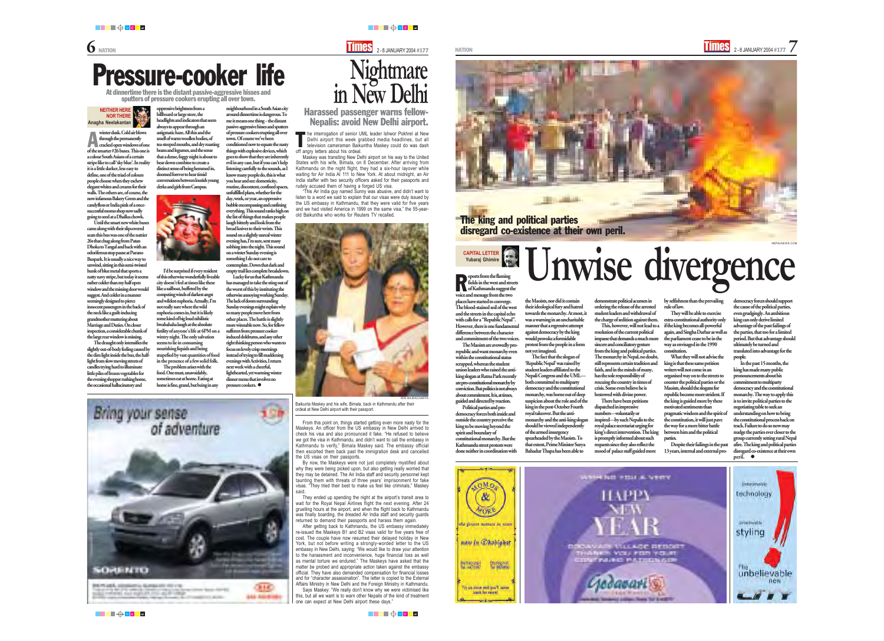# Pressure-cooker life

**At dinnertime there is the distant passive-aggressive hisses and sputters of pressure cookers erupting all over town.**

**NEITHER HERE NOR THERE**
Anagha Neelakantan

A winter dusk. Cold air blows through the permanently cracked open windows of one of the smarter #26 buses. This one is a colour South Asians of a certain stripe like to call 'sky blue'. In reality it is a little darker, less easy to define, one of the triad of colours people choose when they eschew elegant whites and creams for their walls. The others are, of course, the now infamous Bakery Green and the candyfloss or India pink of a once-successful momo shop now sadly going to seed at a Dhalku chowk.

Until the smart new white buses came along with their slipcovered seats this bus was one of the nattier 26s that chug along from Patan Dhoka to Tangal and back with an odoriferous stop pause at Purano Buspark. It is usually a nice way to unwind, sitting in this semi-twisted hunk of blue metal that sports a natty navy stripe, but today it seems rather colder than my half open window and the missing door would suggest. And colder in a manner seemingly designed to pierce innocent passengers in the back of the neck like a guilt-inducing grandmother muttering about Marriage and Duties. On closer inspection, a considerable chunk of the large rear window is missing.

The draught only intensifies the slightly out-of-body feeling caused by the dim light inside the bus, the half-light from slow moving streets of candles trying hard to illuminate little piles of frozen vegetables for the evening shopper rushing home, the occasional hallucinatory and oppressive brightness from a billboard or large store, the headlights and indicators that seem always to appear through an astigmatic haze. All this and the smell of warm woollen bodies, of tea-steeped mouths, and dry roasting beans and legumes, and the sense that a dense, foggy night is about to bear down combine to create a distinct sense of being hemmed in, doomed forever to hear timid conversations between loutish young clerks and girls from Campus.

I'd be surprised if every resident of this otherwise wonderfully liveable city doesn't feel like these like a sailboat, buffeted by the competing winds of darkest angst and wildest euphoria. Actually, I'm not really sure where the wild euphoria comes in, but it is likely some kind of big loud nihilistic bwahahaha laugh at the absolute futility of anyone's life at 6PM on a wintry night. The only salvation seems to lie in consuming nourishing liquids and being stupefied by vast quantities of food in the presence of a few solid folk.

The problem arises with the food. One must, unavoidably, sometimes eat at home. Eating at home is fine, grand, but being in any neighbourhood in a South Asian city around dinnertime is dangerous. To me it means one thing – the distant passive-aggressive hisses and sputters of pressure cookers erupting all over town. Of course we've been conditioned now to equate the nasty things with explosive devices, which goes to show that they are inherently evil in any case, but if you can't help listening carefully to the sounds, as I know many people do, this is what you hear and see: domesticity, routine, discontent, confined spaces, unfulfilled plans, whether for the day, week, or year, an oppressive bubble encompassing and confining everything. This sound ranks high on the list of things that makes people laugh bitterly and look from the bread knives to their wrists. This sound on a slightly unreal winter evening has, I'm sure, sent many sobbing into the night. This sound on a winter Sunday evening is something I do not care to contemplate. Down that dark and empty trail lies complete breakdown.

Lucky for us that Kathmandu has managed to take the sting out of the worst of this by instituting the otherwise annoying working Sunday. The lack of doom surrounding Sunday evenings might explain why so many people move here from other places. The battle is slightly more winnable now. So, for fellow sufferers from pressure cooker-induced doldrums, and any other right thinking person who wants to focus on lovely crisp mornings instead of trying to fill maddening evenings with Activities, I return next week with a cheerful, lighthearted, yet warming winter dinner menu that involves no pressure cookers. ●

# Nightmare in New Delhi

**Harassed passenger warns fellow-Nepalis: avoid New Delhi airport.**

The interrogation of senior UML leader Ishwor Pokhrel at New Delhi airport this week grabbed media headlines, but all television cameraman Baikuntha Maskey could do was dash off angry letters about his ordeal.

Maskey was transiting New Delhi airport on his way to the United States with his wife, Bimala, on 8 December. After arriving from Kathmandu on the night flight, they had a six-hour layover while waiting for Air India AI 111 to New York. At about midnight, an Air India staffer with two security officers asked for their passports and rudely accused them of having a forged US visa.

"This Air India guy named Sunny was abusive, and didn't want to listen to a word we said to explain that our visas were duly issued by the US embassy in Kathmandu, that they were valid for five years and we had visited America in 1999 on the same visa," the 55-year-old Baikuntha who works for Reuters TV recalled.

Baikunta Maskey and his wife, Bimala, back in Kathmandu after their ordeal at New Delhi airport with their passport.

From this point on, things started getting even more nasty for the Maskeys. An officer from the US embassy in New Delhi arrived to check his visa and also pronounced it fake. "He refused to believe we got the visa in Kathmandu, and didn't want to call the embassy in Kathmandu to verify," Bimala Maskey said. The embassy official then escorted them back past the immigration desk and cancelled the US visas on their passports.

By now, the Maskeys were not just completely mystified about why they were being picked upon, but also getting really worried that they may be detained. The Air India staff and security personnel kept taunting them with threats of three years' imprisonment for fake visas. "They tried their best to make us feel like criminals," Maskey said.

They ended up spending the night at the airport's transit area to wait for the Royal Nepal Airlines flight the next evening. After 24 gruelling hours at the airport, and when the flight back to Kathmandu was finally boarding, the dreaded Air India staff and security guards returned to demand their passports and harass them again.

After getting back to Kathmandu, the US embassy immediately re-issued the Maskeys B1 and B2 visas valid for five years free of cost. The couple have now resumed their delayed holiday in New York, but not before writing a strongly-worded letter to the US embassy in New Delhi, saying: "We would like to draw your attention to the harassment and inconvenience, huge financial loss as well as mental torture we endured." The Maskeys have asked that the matter be probed and appropriate action taken against the embassy official. They have also demanded compensation for financial losses and for "character assassination". The letter is copied to the External Affairs Ministry in New Delhi and the Foreign Ministry in Kathmandu.

Says Maskey: "We really don't know why we were victimised like this, but all we want is to warn other Nepalis of the kind of treatment one can expect at New Delhi airport these days."

**The king and political parties disregard co-existence at their own peril.**

# Unwise divergence

**CAPITAL LETTER**
Yubaraj Ghimire

Reports from the flaming fields in the west and streets of Kathmandu suggest the voice and message from the two places have started to converge. The blood-stained soil of the west and the streets in the capital echo with calls for a "Republic Nepal". However, there is one fundamental difference between the character and commitment of the two voices.

The Maoists are avowedly pro-republic and want monarchy even within the constitutional status scrapped, whereas the student union leaders who raised the anti-king slogan at Ratna Park recently are pro-constitutional monarchy by conviction. But politics is not always about commitment. It is, at times, guided and directed by reaction.

Political parties and pro-democracy forces both inside and outside the country perceive the king to be moving beyond the spirit and boundary of constitutional monarchy. But the Kathmandu street protests were done neither in coordination with the Maoists, nor did it contain their ideological fury and hatred towards the monarchy. At most, it was a warning in an uncharitable manner that a regressive attempt against democracy by the king would provoke a formidable protest from the people in a form not yet imagined.

The fact that the slogan of 'Republic Nepal' was raised by student leaders affiliated to the Nepali Congress and the UML—both committed to multiparty democracy and the constitutional monarchy, was borne out of deep suspicion about the role and of the king in the post-October Fourth royal takeover. But the anti-monarchy and the anti-king slogan should be viewed independently of the armed insurgency spearheaded by the Maoists. To that extent, Prime Minister Surya Bahadur Thapa has been able to demonstrate political acumen in ordering the release of the arrested student leaders and withdrawal of the charge of sedition against them.

This, however, will not lead to a resolution of the current political impasse that demands a much more sincere and conciliatory gesture from the king and political parties. The monarchy in Nepal, no doubt, still represents certain tradition and faith, and in the minds of many, has the sole responsibility of rescuing the country in times of crisis. Some even believe he is bestowed with divine power.

There have been petitions dispatched in impressive numbers—voluntarily or inspired—by such Nepalis to the royal palace secretariat urging for king's direct intervention. The king is promptly informed about such requests since they also reflect the mood of palace staff guided more by selfishness than the prevailing rule of law.

They will be able to exercise extra-constitutional authority only if the king becomes all-powerful again, and Singha Darbar as well as the parliament cease to be in the way as envisaged in the 1990 constitution.

What they will not advise the king is that these same petition writers will not come in an organised way on to the streets to counter the political parties or the Maoists, should the slogans for republic become more strident. If the king is guided more by these motivated sentiments than pragmatic wisdom and the spirit of the constitution, it will just pave the way for a more bitter battle between him and the political parties.

Despite their failings in the past 13 years, internal and external pro-democracy forces should support the cause of the political parties, even grudgingly. An ambitious king can only derive limited advantage of the past failings of the parties, that too for a limited period. But that advantage should ultimately be turned and translated into advantage for the people.

In the past 15 months, the king has made many public pronouncements about his commitment to multiparty democracy and the constitutional monarchy. The way to apply this is to invite political parties to the negotiating table to seek an understanding on how to bring the constitutional process back on track. Failure to do so now may nudge the parties ever closer to the group currently setting rural Nepal afire. The king and political parties disregard co-existence at their own peril. ●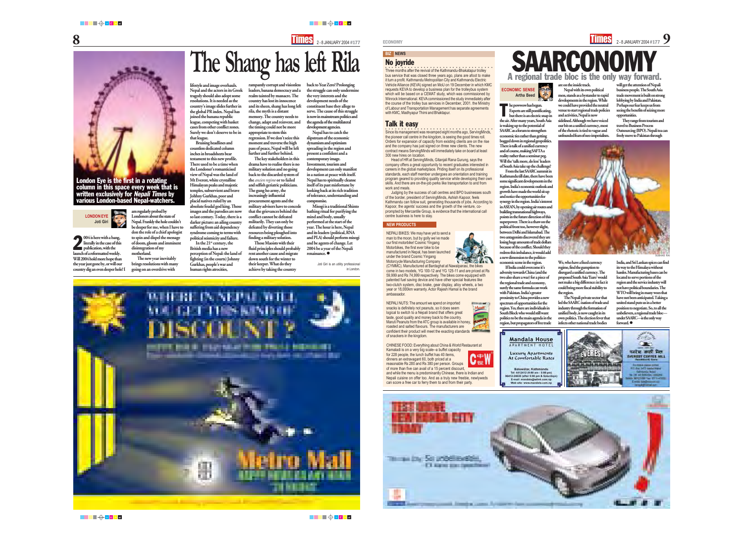# The Shang has left Rila

London Eye is the first in a rotating column in this space every week that is written exclusively for *Nepali Times* by various London-based Nepal-watchers.

**LONDON EYE**
**Joti Giri**

2004 is here with a bang, literally in the case of this publication, with the launch of a reformatted weekly. Will 2004 hold more hope than the year just gone by, or will our country dig an even deeper hole? I am regularly probed by Londoners about the state of Nepal. Frankly the hole couldn't be deeper for me, when I have to don the role of a chief apologist to spin and dispel the message of doom, gloom and imminent disintegration of my motherland.

The new year inevitably brings resolutions with many going on an overdrive with lifestyle and image overhauls. Nepal and the actors in its Greek tragedy should also adopt some resolutions. It is needed as the country's image slides further in the global PR index. Nepal has joined the banana republic league, competing with basket cases from other conflict zones. Surely we don't deserve to be in that league.

Bruising headlines and countless dedicated column inches in broadsheets bear testament to this new profile. There used to be a time when the Londoner's romanticised view of Nepal was the land of Mt Everest, white crystalline Himalayan peaks and majestic temples, subservient and brave Johhny Gurkhas, poor and placid natives ruled by an absolute feudal god king. Those images and the parodies are now so last century. Today, there is a darker picture: an ailing country suffering from aid dependency syndrome coming to terms with political seismicity and failure.

In the 21st century, the British media has a new perception of Nepal: the land of fighting (in the courts) Johnny Gurkhas, people's war and human rights atrocities, rampantly corrupt and visionless leaders, banana democracy and a realm tainted by massacre. The country has lost its innocence and its sheen, shang has long left rila, the myth is a distant memory. The country needs to change, adapt and reinvent, and the timing could not be more appropriate to stem this regression. If we don't seize this moment and harness the high pass of peace, Nepal will be left further and further behind.

The key stakeholders in this drama have to realise there is no military solution and no going back to the discarded system of the *ancien regime* or to failed and selfish geriatric politicians. The gung ho army, the increasingly influential procurement agents and the military advisers have to concede that the grievances behind the conflict cannot be defeated militarily. They can only be defeated by diverting those resources being ploughed into finding a military solution.

Those Maoists with their fluid principles should probably rent another cause and migrate down south for the winter to their keeper. What do they achieve by taking the country back to Year Zero? Prolonging the struggle can only undermine the very interests and the development needs of the constituent base they allege to serve. The cause of this struggle is now in mainstream politics and the agenda of the multilateral development agencies.

Nepal has to catch the slipstream of the economic dynamism and optimism spreading in the region and present a confident and a contemporary image. Investment, tourism and development can only manifest in a nation at peace with itself. Nepal has to spiritually cleanse itself of its past misfortune by looking back at its rich tradition of tolerance, understanding and compromise.

Misogi is a traditional Shinto bathing ritual for purifying the mind and body, usually performed at the start of the year. The hour is here, Nepal and its leaders (political, RNA and PLA) should perform misogi and be agents of change. Let 2004 be a year of the Nepali renaissance. ●

*Joti Giri is an utility professional in London.*

---

ECONOMY

## BIZ NEWS

### No joyride

Three months after the revival of the Kathmandu-Bhaktapur trolley bus service that was closed three years ago, plans are afoot to make it turn a profit. Kathmandu Metropolitan City and Kathmandu Electric Vehicle Alliance (KEVA) signed an MoU on 19 December in which KMC requests KEVA to develop a business plan for the trolleybus system which will be based on a CEMAT study, which was commissioned by Winrock International. KEVA commissioned the study immediately after the course of the trolley bus services in December, 2001. the Ministry of Labour and Transportation Management has separate agreements with KMC, Madhyapur Thimi and Bhaktapur.

### Talk it easy

Since its management was revamped eight months ago, ServingMinds, the pioneer call centre in the kingdom, is seeing the good times roll. Orders for expansion of capacity from existing clients are on the rise and the company has just signed on three new clients. The new contract means ServingMinds will immediately take on board at least 300 new hires on location.

Head of HR at ServingMinds, Gitanjali Rana Gurung, says the company offers a great opportunity to recent graduates interested in careers in the global marketplace. Priding itself on its professional standards, each staff member undergoes an orientation and training program geared to providing quality service while developing their own skills. And there are on-the-job perks like transportation to and from work and meals.

Judging by the success of call centres and BPO businesses south of the border, president of ServingMinds, Ashish Kapoor, feels Kathmandu can follow suit, generating thousands of jobs. According to Kapoor, the agents' success and the growth of the venture, co-prompted by Mercantile Group, is evidence that the international call centre business is here to stay.

### NEW PRODUCTS

NEPALI BIKES: We may have yet to send a man to the moon, but by golly we've made our first motorbike! Cosmic Yingang Motorbikes, the first ever bike to be manufactured in Nepal, has been launched under the brand Cosmic Yingang Motorcycle Manufacturing Company (CYMMC). Manufactured at Bardaghat at Nawalparasi, the bikes come in two models, YG 100-12 and YG 125-11 and are priced at Rs 59,999 and Rs 74,999 respectively. The bikes come equipped with patented fuel saving device and have other special features like two-clutch system, disc brake, gear display, alloy wheels, a two year or 18,000km warranty. Actor Rajesh Hamal is the brand ambassador.

NEPALI NUTS: The amount we spend on imported snacks is definitely not peanuts, so it does seem logical to switch to a Nepali brand that offers great taste, good quality and money back to the country. Maruti Peanuts from the ATC group is available in honey, roasted and salted flavours. The manufacturers are confident their product will meet the exacting standards of snackers in the kingdom.

CHINESE FOOD: Everything about China & World Restaurant at Kamaladi is on a very big scale--a buffet capacity for 228 people, the lunch buffet has 40 items, dinners an extravagant 60, both priced at a reasonable Rs 280 and Rs 380 per person. Groups of more than five can avail of a 15 percent discount, and while the menu is predominantly Chinese, there is Indian and Nepali cuisine on offer too. And as a truly new freebie, newlyweds can score a free car to ferry them to and from their party.

# SAARCONOMY

## A regional trade bloc is the only way forward.

**ECONOMIC SENSE**
**Artha Beed**

The powwow has begun. Experts are still pontificating, but there is an electric snap in the air. After many years, South Asia is waking up to the potential of SAARC as a forum to strengthen economic ties rather than getting bogged down in regional geopolitics. There is talk of a unified currency and of course, making SAFTA a reality rather than a seminar peg. Will the 'talk more, do less' leaders of South Asia take up the challenge?

From the last SAARC summit in Kathmandu till date, there have been some significant developments in the region. India's economic outlook and growth have made the world sit up and notice the opportunities for synergy in the region. India's interest in ASEAN, by opening air routes and building transnational highways, points in the future direction of this superpower. There is a thaw on the political front too, however slight, between Delhi and Islamabad. The two antagonists discovered they are losing huge amounts of trade dollars because of the conflict. Should they redress this imbalance, it would add a new dimension to the politico-economic scene in the region.

If India could overcome its adversity towards China (and the two also share a war) for a piece of the regional trade and economy, surely the same formula can work with Pakistan. India's greater proximity to China provides a new spectrum of opportunities for the region. Yes, there are individuals in South Block who would still want politics to be the main agenda in the region, but propagators of free trade are on the inside track.

Nepal with its own political mess, stands as a bystander to rapid developments in the region. What we could have provided the neutral venue to start regional trade policies and activities, Nepal is now sidelined. Although we have voiced our bit on a unified currency, most of the rhetoric is tied to vague and unfounded fears of neo-imperialism.

We, who have a fixed currency regime, find the gumption to disregard a unified currency. The proposed South Asia 'Euro' would not make a big difference: in fact it could bring more fiscal stability to the region.

The Nepali private sector that led the SAARC-isation of trade and industry through the formation of unified body, is now caught in its own politics. The election fever that infects other national trade bodies will get the attention of Nepali business people. The South Asia trade movement is built on strong lobbying by India and Pakistan. Perhaps our fear keeps us from seeing the benefits of seizing more opportunities.

They range from tourism and travel to Business Process Outsourcing (BPO). Nepali tea can freely move to Pakistan through India, and Sri Lankan spices can find its way to the Himalaya without hassles. Manufacturing bases can be located to serve portions of the region and the service industry will not have political boundaries. The WTO will bring in many woes that have not been anticipated. Taking a united stand puts us in a better position to negotiate. So, to all the unbelievers, a regional trade bloc—under SAARC—is the only way forward. ●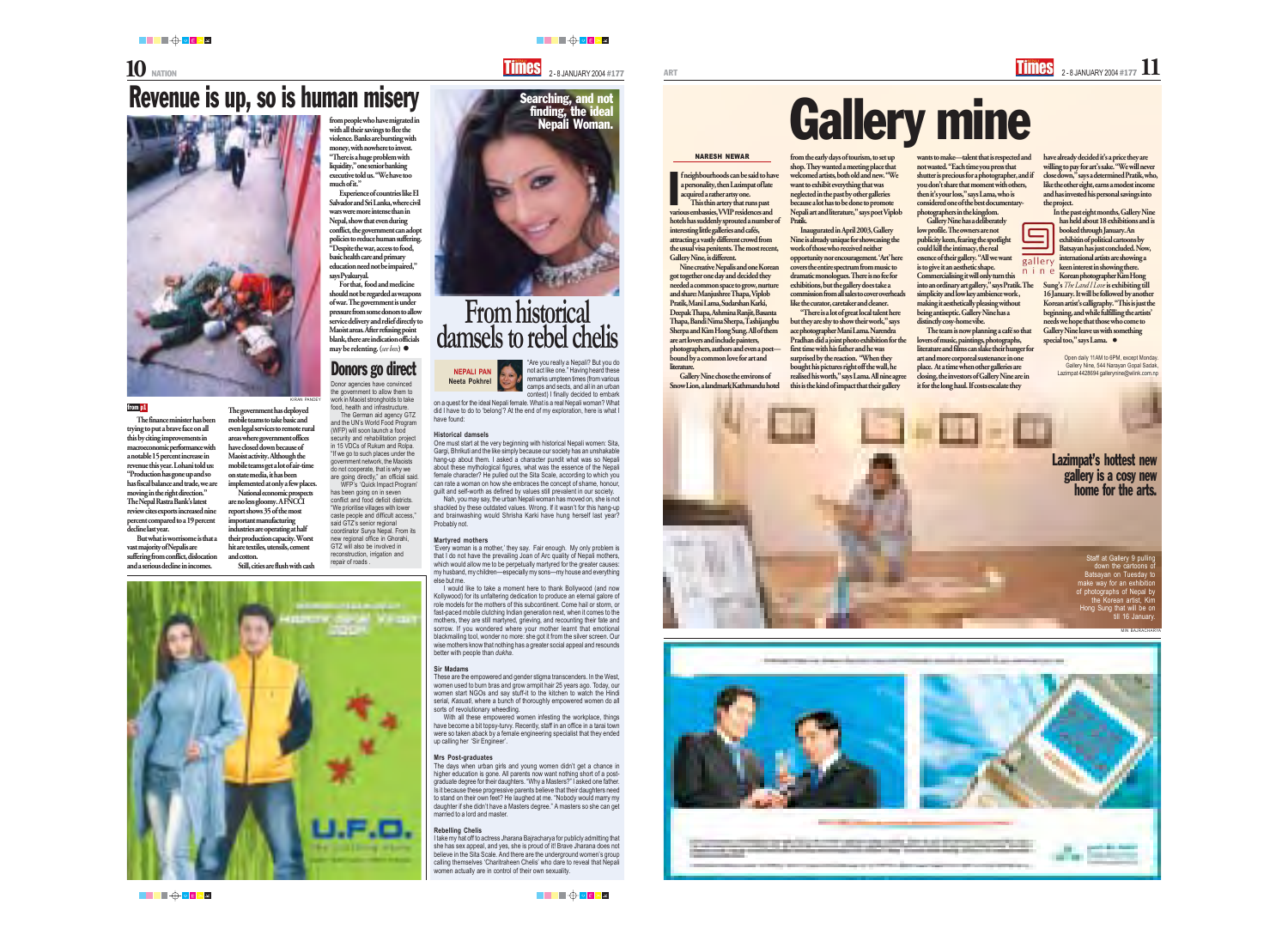# Revenue is up, so is human misery

KIRAN PANDEY

**from p1**

**The finance minister has been trying to put a brave face on all this by citing improvements in macroeconomic performance with a notable 15 percent increase in revenue this year. Lohani told us: "Production has gone up and so has fiscal balance and trade, we are moving in the right direction." The Nepal Rastra Bank's latest review cites exports increased nine percent compared to a 19 percent decline last year.**

**But what is worrisome is that a vast majority of Nepalis are suffering from conflict, dislocation and a serious decline in incomes.**

**The government has deployed mobile teams to take basic and even legal services to remote rural areas where government offices have closed down because of Maoist activity. Although the mobile teams get a lot of air-time on state media, it has been implemented at only a few places.**

**National economic prospects are no less gloomy. A FNCCI report shows 35 of the most important manufacturing industries are operating at half their production capacity. Worst hit are textiles, utensils, cement and cotton.**

**Still, cities are flush with cash from people who have migrated in with all their savings to flee the violence. Banks are bursting with money, with nowhere to invest. "There is a huge problem with liquidity," one senior banking executive told us. "We have too much of it."**

**Experience of countries like El Salvador and Sri Lanka, where civil wars were more intense than in Nepal, show that even during conflict, the government can adopt policies to reduce human suffering. "Despite the war, access to food, basic health care and primary education need not be impaired," says Pyakuryal.**

**For that, food and medicine should not be regarded as weapons of war. The government is under pressure from some donors to allow service delivery and relief directly to Maoist areas. After refusing point blank, there are indication officials may be relenting.** *(see box)* ●

## Donors go direct

Donor agencies have convinced the government to allow them to work in Maoist strongholds to take food, health and infrastructure.

The German aid agency GTZ and the UN's World Food Program (WFP) will soon launch a food security and rehabilitation project in 15 VDCs of Rukum and Rolpa. "If we go to such places under the government network, the Maoists do not cooperate, that is why we are going directly," an official said.

WFP's 'Quick Impact Program' has been going on in seven conflict and food deficit districts. "We prioritise villages with lower caste people and difficult access," said GTZ's senior regional coordinator Surya Nepal. From its new regional office in Ghorahi, GTZ will also be involved in reconstruction, irrigation and repair of roads.

---

**Searching, and not finding, the ideal Nepali Woman.**

# From historical damsels to rebel chelis

**NEPALI PAN**
**Neeta Pokhrel**

"Are you really a Nepali? But you do not act like one." Having heard these remarks umpteen times (from various camps and sects, and all in an urban context) I finally decided to embark on a quest for the ideal Nepali female. What is a real Nepali woman? What did I have to do to 'belong'? At the end of my exploration, here is what I have found:

### Historical damsels

One must start at the very beginning with historical Nepali women: Sita, Gargi, Bhrikuti and the like simply because our society has an unshakable hang-up about them. I asked a character pundit what was so Nepali about these mythological figures, what was the essence of the Nepali female character? He pulled out the Sita Scale, according to which you can rate a woman on how she embraces the concept of shame, honour, guilt and self-worth as defined by values still prevalent in our society.

Nah, you may say, the urban Nepali woman has moved on, she is not shackled by these outdated values. Wrong. If it wasn't for this hang-up and brainwashing would Shrisha Karki have hung herself last year? Probably not.

### Martyred mothers

'Every woman is a mother,' they say. Fair enough. My only problem is that I do not have the prevailing Joan of Arc quality of Nepali mothers, which would allow me to be perpetually martyred for the greater causes: my husband, my children—especially my sons—my house and everything else but me.

I would like to take a moment here to thank Bollywood (and now Kollywood) for its unfaltering dedication to produce an eternal galore of role models for the mothers of this subcontinent. Come hail or storm, or fast-paced mobile clutching Indian generation next, when it comes to the mothers, they are still martyred, grieving, and recounting their fate and sorrow. If you wondered where your mother learnt that emotional blackmailing tool, wonder no more: she got it from the silver screen. Our wise mothers know that nothing has a greater social appeal and resounds better with people than *dukha*.

### Sir Madams

These are the empowered and gender stigma transcenders. In the West, women used to burn bras and grow armpit hair 25 years ago. Today, our women start NGOs and say stuff-it to the kitchen to watch the Hindi serial, *Kasauti*, where a bunch of thoroughly empowered women do all sorts of revolutionary wheedling.

With all these empowered women infesting the workplace, things have become a bit topsy-turvy. Recently, staff in an office in a tarai town were so taken aback by a female engineering specialist that they ended up calling her 'Sir Engineer'.

### Mrs Post-graduates

The days when urban girls and young women didn't get a chance in higher education is gone. All parents now want nothing short of a post-graduate degree for their daughters. "Why a Masters?" I asked one father. Is it because these progressive parents believe that their daughters need to stand on their own feet? He laughed at me. "Nobody would marry my daughter if she didn't have a Masters degree." A masters so she can get married to a lord and master.

### Rebelling Chelis

I take my hat off to actress Jharana Bajracharya for publicly admitting that she has sex appeal, and yes, she is proud of it! Brave Jharana does not believe in the Sita Scale. And there are the underground women's group calling themselves 'Charitraheen Chelis' who dare to reveal that Nepali women actually are in control of their own sexuality.

---

# Gallery mine

**NARESH NEWAR**

**If neighbourhoods can be said to have a personality, then Lazimpat of late acquired a rather artsy one.**

This thin artery that runs past various embassies, VVIP residences and hotels has suddenly sprouted a number of interesting little galleries and cafés, attracting a vastly different crowd from the usual visa penitents. The most recent, Gallery Nine, is different.

Nine creative Nepalis and one Korean got together one day and decided they needed a common space to grow, nurture and share: Manjushree Thapa, Viplob Pratik, Mani Lama, Sudarshan Karki, Deepak Thapa, Ashmina Ranjit, Basanta Thapa, Bandi Nima Sherpa, Tashijangbu Sherpa and Kim Hong Sung. All of them are art lovers and include painters, photographers, authors and even a poet—bound by a common love for art and literature.

Gallery Nine chose the environs of Snow Lion, a landmark Kathmandu hotel from the early days of tourism, to set up shop. They wanted a meeting place that welcomed artists, both old and new. "We want to exhibit everything that was neglected in the past by other galleries because a lot has to be done to promote Nepali art and literature," says poet Viplob Pratik.

Inaugurated in April 2003, Gallery Nine is already unique for showcasing the work of those who received neither opportunity nor encouragement. 'Art' here covers the entire spectrum from music to dramatic monologues. There is no fee for exhibitions, but the gallery does take a commission from all sales to cover overheads like the curator, caretaker and cleaner.

"There is a lot of great local talent here but they are shy to show their work," says ace photographer Mani Lama. Narendra Pradhan did a joint photo exhibition for the first time with his father and he was surprised by the reaction. "When they bought his pictures right off the wall, he realised his worth," says Lama. All nine agree this is the kind of impact that their gallery wants to make—talent that is respected and not wasted. "Each time you press that shutter is precious for a photographer, and if you don't share that moment with others, then it's your loss," says Lama, who is considered one of the best documentary-photographers in the kingdom.

Gallery Nine has a deliberately low profile. The owners are not publicity keen, fearing the spotlight could kill the intimacy, the real essence of their gallery. "All we want is to give it an aesthetic shape. Commercialising it will only turn this into an ordinary art gallery," says Pratik. The simplicity and low key ambience work, making it aesthetically pleasing without being antiseptic. Gallery Nine has a distinctly cosy-home vibe.

The team is now planning a café so that lovers of music, paintings, photographs, literature and films can slake their hunger for art and more corporeal sustenance in one place. At a time when other galleries are closing, the investors of Gallery Nine are in it for the long haul. If costs escalate they have already decided it's a price they are willing to pay for art's sake. "We will never close down," says a determined Pratik, who, like the other eight, earns a modest income and has invested his personal savings into the project.

In the past eight months, Gallery Nine has held about 18 exhibitions and is booked through January. An exhibition of political cartoons by Batsayan has just concluded. Now, international artists are showing a keen interest in showing there. Korean photographer Kim Hong Sung's *The Land I Love* is exhibiting till 16 January. It will be followed by another Korean artist's calligraphy. "This is just the beginning, and while fulfilling the artists' needs we hope that those who come to Gallery Nine leave us with something special too," says Lama. ●

Open daily 11AM to 6PM, except Monday.
Gallery Nine, 544 Narayan Gopal Sadak, Lazimpat 4428694 gallerynine@wlink.com.np

**Lazimpat's hottest new gallery is a cosy new home for the arts.**

Staff at Gallery 9 pulling down the cartoons of Batsayan on Tuesday to make way for an exhibition of photographs of Nepal by the Korean artist, Kim Hong Sung that will be on till 16 January.

MIN BAJRACHARYA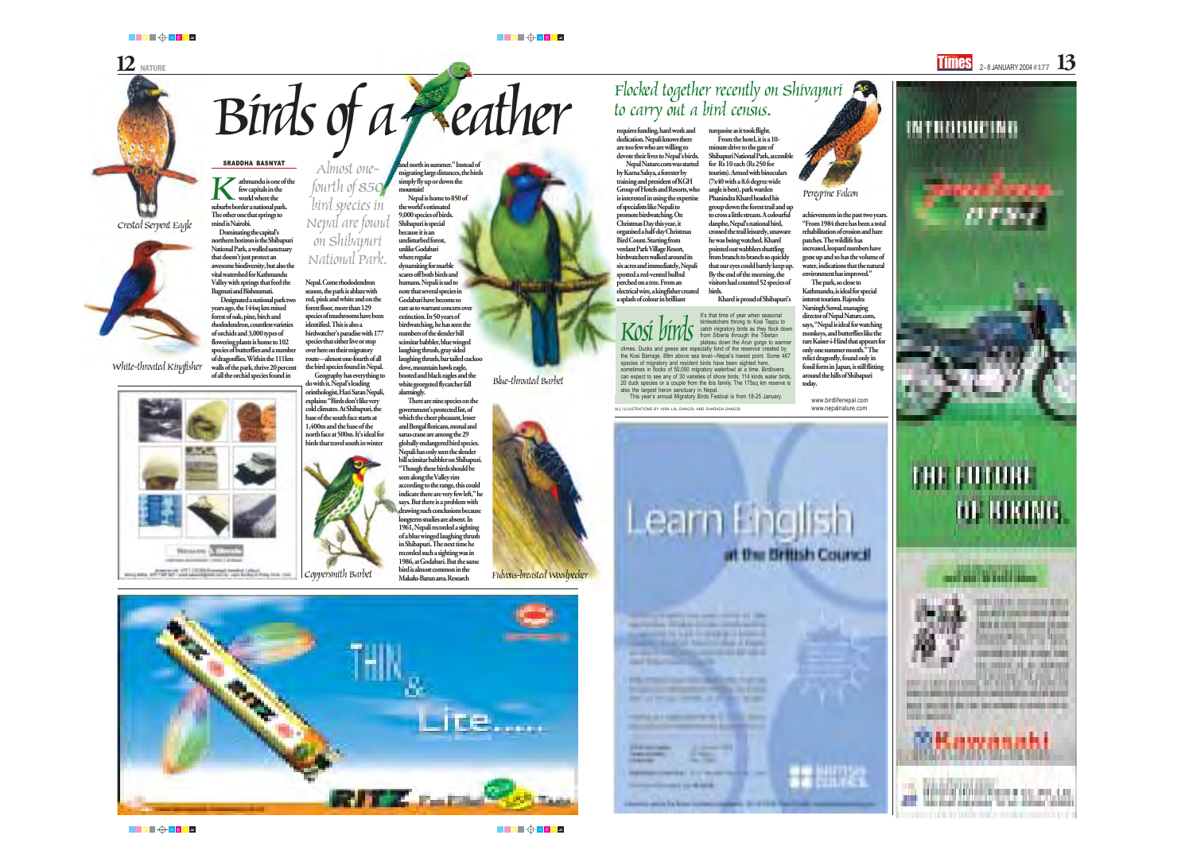# Birds of a feather

**SRADDHA BASNYAT**

*Almost one-fourth of 850 bird species in Nepal are found on Shibapuri National Park.*

Kathmandu is one of the few capitals in the world where the suburbs border a national park. The other one that springs to mind is Nairobi.

Dominating the capital's northern horizon is the Shibapuri National Park, a walled sanctuary that doesn't just protect an awesome biodiversity, but also the vital watershed for Kathmandu Valley with springs that feed the Bagmati and Bishnumati.

Designated a national park two years ago, the 144sq km mixed forest of oak, pine, birch and rhododendron, countless varieties of orchids and 3,000 types of flowering plants is home to 102 species of butterflies and a number of dragonflies. Within the 111km walls of the park, thrive 20 percent of all the orchid species found in Nepal. Come rhododendron season, the park is ablaze with red, pink and white and on the forest floor, more than 129 species of mushrooms have been identified. This is also a birdwatcher's paradise with 177 species that either live or stop over here on their migratory route—almost one-fourth of all the bird species found in Nepal.

Geography has everything to do with it. Nepal's leading ornithologist, Hari Saran Nepali, explains: "Birds don't like very cold climates. At Shibapuri, the base of the south face starts at 1,400m and the base of the north face at 500m. It's ideal for birds that travel south in winter and north in summer." Instead of migrating large distances, the birds simply fly up or down the mountain!

Nepal is home to 850 of the world's estimated 9,000 species of birds. Shibapuri is special because it is an undisturbed forest, unlike Godabari where regular dynamiting for marble scares off both birds and humans. Nepali is sad to note that several species in Godabari have become so rare as to warrant concern over extinction. In 50 years of birdwatching, he has seen the numbers of the slender bill scimitar babbler, blue winged laughing thrush, gray sided laughing thrush, bar tailed cuckoo dove, mountain hawk eagle, booted and black eagles and the white georgeted flycatcher fall alarmingly.

There are nine species on the government's protected list, of which the cheer pheasant, lesser and Bengal floricans, monal and sarus crane are among the 29 globally endangered bird species. Nepali has only seen the slender bill scimitar babbler on Shibapuri. "Though these birds should be seen along the Valley rim according to the range, this could indicate there are very few left," he says. But there is a problem with drawing such conclusions because longterm studies are absent. In 1961, Nepali recorded a sighting of a blue winged laughing thrush in Shibapuri. The next time he recorded such a sighting was in 1986, at Godabari. But the same bird is almost common in the Makalu-Barun area. Research requires funding, hard work and dedication. Nepali knows there are too few who are willing to devote their lives to Nepal's birds.

Nepal Nature.com was started by Karna Sakya, a forester by training and president of KGH Group of Hotels and Resorts, who is interested in using the expertise of specialists like Nepali to promote birdwatching. On Christmas Day this year, it organised a half-day Christmas Bird Count. Starting from verdant Park Village Resort, birdwatchers walked around its six acres and immediately, Nepali spotted a red-vented bulbul perched on a tree. From an electrical wire, a kingfisher created a splash of colour in brilliant turquoise as it took flight.

From the hotel, it is a 10-minute drive to the gate of Shibapuri National Park, accessible for Rs 10 each (Rs 250 for tourists). Armed with binoculars (7x40 with a 8.6 degree wide angle is best), park warden Phanindra Kharel headed his group down the forest trail and up to cross a little stream. A colourful danphe, Nepal's national bird, crossed the trail leisurely, unaware he was being watched. Kharel pointed out warblers shuttling from branch to branch so quickly that our eyes could barely keep up. By the end of the morning, the visitors had counted 52 species of birds.

Kharel is proud of Shibapuri's achievements in the past two years. "From 1984 there has been a total rehabilitation of erosion and bare patches. The wildlife has increased, leopard numbers have gone up and so has the volume of water, indications that the natural environment has improved."

The park, so close to Kathmandu, is ideal for special interest tourism. Rajendra Narsingh Suwal, managing director of Nepal Nature.com, says, "Nepal is ideal for watching monkeys, and butterflies like the rare Kaiser-i-Hind that appears for only one summer month." The relict dragonfly, found only in fossil form in Japan, is still flitting around the hills of Shibapuri today.

www.birdlifenepal.com
www.nepalnature.com

## Flocked together recently on Shivapuri to carry out a bird census.

Crested Serpent Eagle

White-throated Kingfisher

Coppersmith Barbet

Blue-throated Barbet

Fulvous-breasted Woodpecker

Peregrine Falcon

## Kosi birds

It's that time of year when seasonal birdwatchers throng to Kosi Tappu to catch migratory birds as they flock down from Siberia through the Tibetan plateau down the Arun gorge to warmer climes. Ducks and geese are especially fond of the reservoir created by the Kosi Barrage, 89m above sea level—Nepal's lowest point. Some 467 species of migratory and resident birds have been sighted here, sometimes in flocks of 50,000 migratory waterfowl at a time. Birdlovers can expect to see any of 30 varieties of shore birds, 114 kinds water birds, 20 duck species or a couple from the ibis family. The 175sq km reserve is also the largest heron sanctuary in Nepal.

This year's annual Migratory Birds Festival is from 18-25 January.

ALL ILLUSTRATIONS BY HIRA LAL DANGOL AND SHARADA DANGOL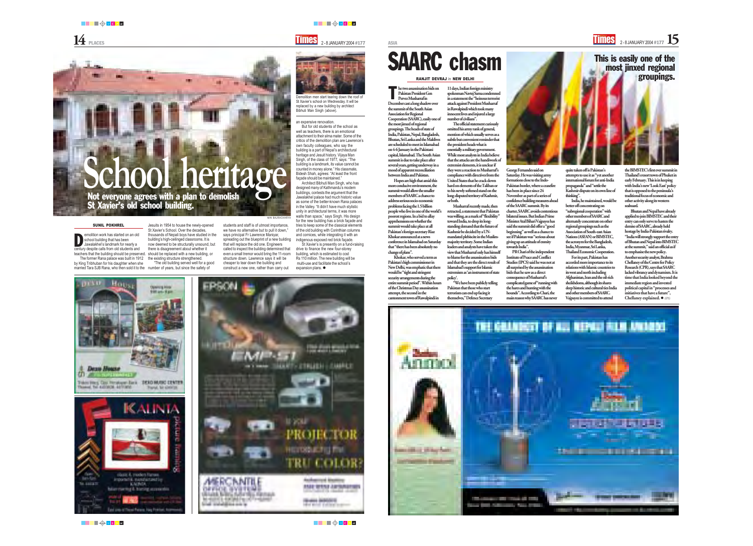# School heritage

## Not everyone agrees with a plan to demolish St Xavier's old school building.

SUNIL POKHREL

Demolition work has started on an old school building that has been Jawalakhel's landmark for nearly a century despite calls from old students and teachers that the building should be preserved.

The former Rana palace was built in 1912 by King Tribhuban for his daughter when she married Tara SJB Rana, who then sold it to the Jesuits in 1954 to house the newly-opened St Xavier's School. Over the decades, thousands of Nepali boys have studied in the building's high-ceilinged classrooms. It is now deemed to be structurally unsound, but there is disagreement about whether it should be replaced with a new building, or the existing structure strengthened.

"The old building served well for a good number of years, but since the safety of students and staff is of utmost importance, we have no alternative but to pull it down," says principal Fr Lawrence Maniyar, spreading out the blueprint of a new building that will replace the old one. Engineers called to inspect the building determined that even a small tremor would bring the 11-room structure down. Lawrence says it will be cheaper to tear down the building and construct a new one, rather than carry out an expensive renovation.

But for old students of the school as well as teachers, there is an emotional attachment to their alma mater. Some of the critics of the demolition plan are Lawrence's own faculty colleagues, who say the building is a part of Nepal's architectural heritage and Jesuit history. Vijaya Man Singh, of the class of 1977, says: "The building is a landmark, its value cannot be counted in money alone." His classmate, Bidesh Shah, agrees: "At least the front façade should be maintained."

Architect Bibhuti Man Singh, who has designed many of Kathmandu's modern buildings, contests the argument that the Jawalakhel palace had much historic value as some of the better-known Rana palaces in the Valley. "It didn't have much stylistic unity in architectural terms, it was more walls than space," says Singh. His design for the new building has a brick façade and tries to keep some of the classical elements of the old building with Corinthian columns and cornices, while integrating it with an indigenous exposed red brick façade.

St Xavier's is presently on a fund-raising drive to finance the new four-storey building, which is estimated to cost Rs 110 million. The new building will be multi-use and facilitate the school's expansion plans. ●

MIN BAJRACHARYA

Demolition men start tearing down the roof of St Xavier's school on Wednesday. It will be replaced by a new building by architect Bibhuti Man Singh (above).

# SAARC chasm

## This is easily one of the most jinxed regional groupings.

RANJIT DEVRAJ in NEW DELHI

The two assassination bids on Pakistan President Gen Pervez Musharraf in December cast a long shadow over the summit of the South Asian Association for Regional Cooperation (SAARC), easily one of the most jinxed of regional groupings. The heads of state of India, Pakistan, Nepal, Bangladesh, Bhutan, Sri Lanka and the Maldives are scheduled to meet in Islamabad on 4-6 January in the Pakistani capital, Islamabad. The South Asian summit is due to take place after several years, getting underway in a mood of apparent reconciliation between India and Pakistan.

Hopes are high that amid this more conducive environment, the summit would allow the smaller members of SAARC a chance to address serious socio-economic problems facing the 1.5 billion people who live in one of the world's poorest regions. In a bid to allay apprehensions on whether the summit would take place at all Pakistan's foreign secretary Riaz Khokar announced at a news conference in Islamabad on Saturday that "there has been absolutely no change of plans".

Khokar, who served a term as Pakistan's high commissioner in New Delhi, was emphatic that there would be "tight and stringent security arrangements during the entire summit period". Within hours of the Christmas Day assassination attempt, the second in the cantonment town of Rawalpindi in 11 days, Indian foreign ministry spokesman Navtej Sarna condemned in a statement the "heinous terrorist attack against President Musharraf in Rawalpindi which took many innocent lives and injured a large number of civilians".

The official statement curiously omitted his army rank of general, mention of which usually serves as a subtle but convenient reminder that the president heads what is essentially a military government. While most analysts in India believe that the attacks are the handiwork of extremist elements, it is unclear if they were a reaction to Musharraf's compliance with directives from the United States that he crack down hard on elements of the Taliban or to his newly softened stand on the long-disputed territory of Kashmir, or both.

Musharraf recently made, then retracted, a statement that Pakistan was willing, as a mark of "flexibility" toward India, to drop its long-standing demand that the future of Kashmir be decided by a UN-mandated plebiscite in the Muslim-majority territory. Some Indian leaders and analysts have taken the view that Musharraf only has himself to blame for the assassination bids and that they are the direct result of Islamabad's support for Islamic extremism as 'an instrument of state policy'.

"We have been publicly telling Pakistan that those who start terrorism can end up facing it themselves," Defence Secretary George Fernandes said on Saturday. He was visiting army formations close to the Indo-Pakistan border, where a ceasefire has been in place since 24 November as part of a series of confidence building measures ahead of the SAARC summit. By its charter, SAARC avoids contentious bilateral issues. But Indian Prime Minister Atal Bihari Vajpayee has said the summit did offer a "good beginning" as well as a chance to see if Pakistan was "serious about giving up an attitude of enmity towards India".

PR Chari of the independent Institute of Peace and Conflict Studies (IPCS) said he was not at all surprised by the assassination bids that he saw as a direct consequence of Musharraf's complicated game of "running with the hares and hunting with the hounds". According to Chari, the main reason why SAARC has never quite taken off is Pakistan's attempts to use it as "yet another international forum for anti-India propaganda" and "settle the Kashmir dispute on its own line of thinking".

India, he maintained, would be better off concentrating on "subregional cooperation" with other members of SAARC and alternately concentrate on other regional groupings such as the Association of South-east Asian Nations (ASEAN) or BIMSTEC, the acronym for the Bangladesh, India, Myanmar, Sri Lanka, Thailand Economic Cooperation.

For its part, Pakistan has accorded more importance to its relations with Islamic countries to its west and north including Afghanistan, Iran and the oil-rich sheikhdoms, although its shares deep historic and cultural ties India and other members of SAARC. Vajpayee is committed to attend the BIMSTEC's first ever summit in Thailand's resort town of Phuket in early February. This is in keeping with India's new 'Look East' policy that is opposed to the peninsula's traditional focus of economic and other activity along its western seaboard.

Bhutan and Nepal have already applied to join BIMSTEC and their entry can only serve to hasten the demise of SAARC, already held hostage by India-Pakistan rivalry. "India will strongly support the entry of Bhutan and Nepal into BIMSTEC at the summit," said an official as if to emphasise the new policy. Another security analyst, Brahma Chellaney of the Centre for Policy Research (CPR), says that SAARC lacked vibrancy and dynamism. It is time that India looked beyond the immediate region and invested political capital in "processes and initiatives that have a future", Chellaney explained. ● (IPS)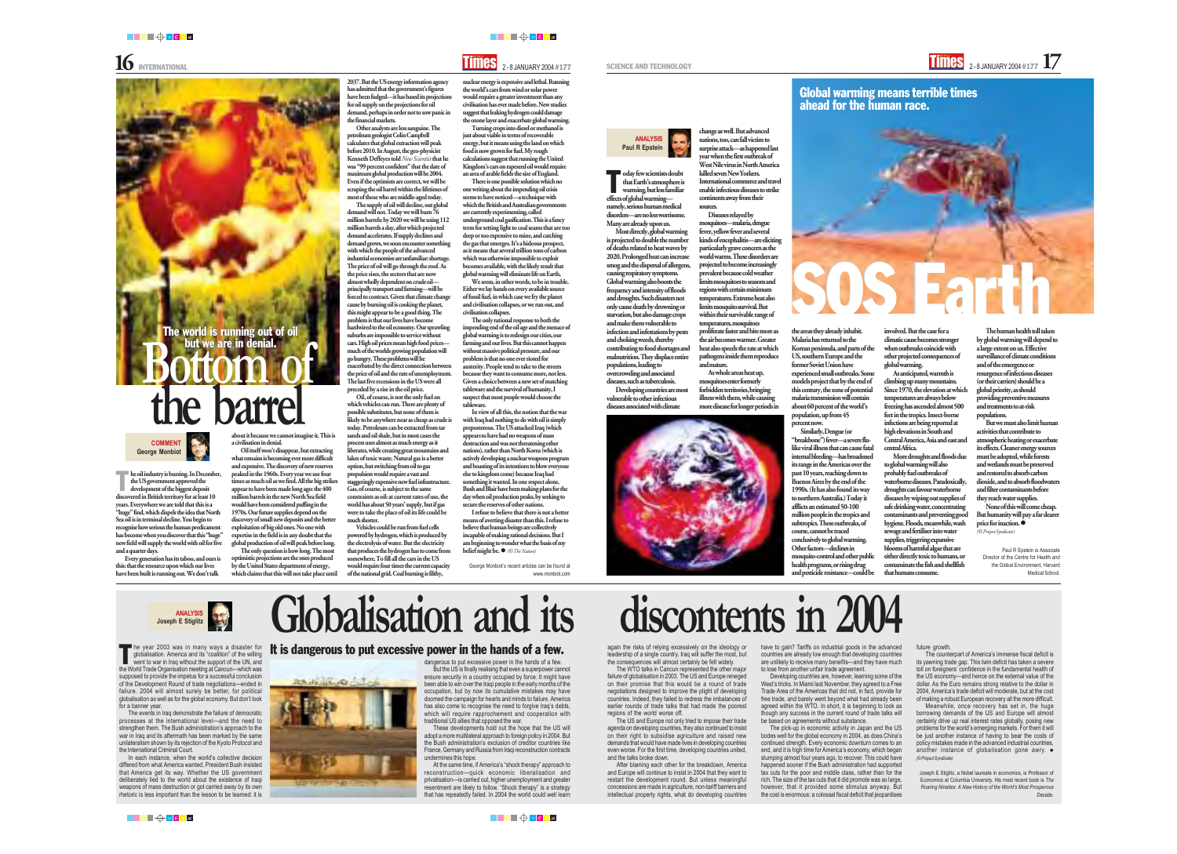# Bottom of the barrel

## The world is running out of oil but we are in denial.

**COMMENT**
George Monbiot

The oil industry is buzzing. In December, the US government approved the development of the biggest deposit discovered in British territory for at least 10 years. Everywhere we are told that this is a "huge" find, which dispels the idea that North Sea oil is in terminal decline. You begin to recognise how serious the human predicament has become when you discover that this "huge" new field will supply the world with oil for five and a quarter days.

Every generation has its taboo, and ours is this: that the resource upon which our lives have been built is running out. We don't talk about it because we cannot imagine it. This is a civilisation in denial.

Oil itself won't disappear, but extracting what remains is becoming ever more difficult and expensive. The discovery of new reserves peaked in the 1960s. Every year we use four times as much oil as we find. All the big strikes appear to have been made long ago: the 400 million barrels in the new North Sea field would have been considered piffling in the 1970s. Our future supplies depend on the discovery of small new deposits and the better exploitation of big old ones. No one with expertise in the field is in any doubt that the global production of oil will peak before long.

The only question is how long. The most optimistic projections are the ones produced by the United States department of energy, which claims that this will not take place until 2037. But the US energy information agency has admitted that the government's figures have been fudged—it has based its projections for oil supply on the projections for oil demand, perhaps in order not to sow panic in the financial markets.

Other analysts are less sanguine. The petroleum geologist Colin Campbell calculates that global extraction will peak before 2010. In August, the geo-physicist Kenneth Deffeyes told *New Scientist* that he was "99 percent confident" that the date of maximum global production will be 2004. Even if the optimists are correct, we will be scraping the oil barrel within the lifetimes of most of those who are middle-aged today.

The supply of oil will decline, our global demand will not. Today we will burn 76 million barrels: by 2020 we will be using 112 million barrels a day, after which projected demand accelerates. If supply declines and demand grows, we soon encounter something with which the people of the advanced industrial economies are unfamiliar: shortage. The price of oil will go through the roof. As the price rises, the sectors that are now almost wholly dependent on crude oil—principally transport and farming—will be forced to contract. Given that climate change cause by burning oil is cooking the planet, this might appear to be a good thing. The problem is that our lives have become hardwired to the oil economy. Our sprawling suburbs are impossible to service without cars. High oil prices mean high food prices—much of the worlds growing population will go hungry. These problems will be exacerbated by the direct connection between the price of oil and the rate of unemployment. The last five recessions in the US were all preceded by a rise in the oil price.

Oil, of course, is not the only fuel on which vehicles can run. There are plenty of possible substitutes, but none of them is likely to be anywhere near as cheap as crude is today. Petroleum can be extracted from tar sands and oil shale, but in most cases the process uses almost as much energy as it liberates, while creating great mountains and lakes of toxic waste. Natural gas is a better option, but switching from oil to gas propulsion would require a vast and staggeringly expensive new fuel infrastructure. Gas, of course, is subject to the same constraints as oil: at current rates of use, the world has about 50 years' supply, but if gas were to take the place of oil its life could be much shorter.

Vehicles could be run from fuel cells powered by hydrogen, which is produced by the electrolysis of water. But the electricity that produces the hydrogen has to come from somewhere. To fill all the cars in the US would require four times the current capacity of the national grid. Coal burning is filthy, nuclear energy is expensive and lethal. Running the world's cars from wind or solar power would require a greater investment than any civilisation has ever made before. New studies suggest that leaking hydrogen could damage the ozone layer and exacerbate global warming.

Turning crops into diesel or methanol is just about viable in terms of recoverable energy, but it means using the land on which food is now grown for fuel. My rough calculations suggest that running the United Kingdom's cars on rapeseed oil would require an area of arable fields the size of England.

There is one possible solution which no one writing about the impending oil crisis seems to have noticed—a technique with which the British and Australian governments are currently experimenting, called underground coal gasification. This is a fancy term for setting light to coal seams that are too deep or too expensive to mine, and catching the gas that emerges. It's a hideous prospect, as it means that several trillion tons of carbon which was otherwise impossible to exploit becomes available, with the likely result that global warming will eliminate life on Earth.

We seem, in other words, to be in trouble. Either we lay hands on every available source of fossil fuel, in which case we fry the planet and civilisation collapses, or we run out, and civilisation collapses.

The only rational response to both the impending end of the oil age and the menace of global warming is to redesign our cities, our farming and our lives. But this cannot happen without massive political pressure, and our problem is that no one ever rioted for austerity. People tend to take to the streets because they want to consume more, not less. Given a choice between a new set of matching tableware and the survival of humanity, I suspect that most people would choose the tableware.

In view of all this, the notion that the war with Iraq had nothing to do with oil is simply preposterous. The US attacked Iraq (which appears to have had no weapons of mass destruction and was not threatening other nations), rather than North Korea (which is actively developing a nuclear weapons program and boasting of its intentions to blow everyone else to kingdom come) because Iraq had something it wanted. In one respect alone, Bush and Blair have been making plans for the day when oil production peaks, by seeking to secure the reserves of other nations.

I refuse to believe that there is not a better means of averting disaster than this. I refuse to believe that human beings are collectively incapable of making rational decisions. But I am beginning to wonder what the basis of my belief might be. ● *(© The Nation)*

George Monbiot's recent articles can be found at www.monbiot.com

# SOS Earth

## Global warming means terrible times ahead for the human race.

**ANALYSIS**
Paul R Epstein

Today few scientists doubt that Earth's atmosphere is warming, but less familiar effects of global warming—namely, serious human medical disorders—are no less worrisome. Many are already upon us.

Most directly, global warming is projected to double the number of deaths related to heat waves by 2020. Prolonged heat can increase smog and the dispersal of allergens, causing respiratory symptoms. Global warming also boosts the frequency and intensity of floods and droughts. Such disasters not only cause death by drowning or starvation, but also damage crops and make them vulnerable to infection and infestations by pests and choking weeds, thereby contributing to food shortages and malnutrition. They displace entire populations, leading to overcrowding and associated diseases, such as tuberculosis.

Developing countries are most vulnerable to other infectious diseases associated with climate change as well. But advanced nations, too, can fall victim to surprise attack—as happened last year when the first outbreak of West Nile virus in North America killed seven New Yorkers. International commerce and travel enable infectious diseases to strike continents away from their sources.

Diseases relayed by mosquitoes—malaria, dengue fever, yellow fever and several kinds of encephalitis—are eliciting particularly grave concern as the world warms. These disorders are projected to become increasingly prevalent because cold weather limits mosquitoes to seasons and regions with certain minimum temperatures. Extreme heat also limits mosquito survival. But within their survivable range of temperatures, mosquitoes proliferate faster and bite more as the air becomes warmer. Greater heat also speeds the rate at which pathogens inside them reproduce and mature.

As whole areas heat up, mosquitoes enter formerly forbidden territories, bringing illness with them, while causing more disease for longer periods in the areas they already inhabit. Malaria has returned to the Korean peninsula, and parts of the US, southern Europe and the former Soviet Union have experienced small outbreaks. Some models project that by the end of this century, the zone of potential malaria transmission will contain about 60 percent of the world's population, up from 45 percent now.

Similarly, Dengue (or "breakbone") fever—a severe flu-like viral illness that can cause fatal internal bleeding—has broadened its range in the Americas over the past 10 years, reaching down to Buenos Aires by the end of the 1990s. (It has also found its way to northern Australia.) Today it afflicts an estimated 50-100 million people in the tropics and subtropics. These outbreaks, of course, cannot be traced conclusively to global warming. Other factors—declines in mosquito-control and other public health programs, or rising drug and pesticide resistance—could be involved. But the case for a climatic cause becomes stronger when outbreaks coincide with other projected consequences of global warming.

As anticipated, warmth is climbing up many mountains. Since 1970, the elevation at which temperatures are always below freezing has ascended almost 500 feet in the tropics. Insect-borne infections are being reported at high elevations in South and Central America, Asia and east and central Africa.

More droughts and floods due to global warming will also probably fuel outbreaks of waterborne diseases. Paradoxically, droughts can favour waterborne diseases by wiping out supplies of safe drinking water, concentrating contaminants and preventing good hygiene. Floods, meanwhile, wash sewage and fertiliser into water supplies, triggering expansive blooms of harmful algae that are either directly toxic to humans, or contaminate the fish and shellfish that humans consume.

The human health toll taken by global warming will depend to a large extent on us. Effective surveillance of climate conditions and of the emergence or resurgence of infectious diseases (or their carriers) should be a global priority, as should providing preventive measures and treatments to at-risk populations.

But we must also limit human activities that contribute to atmospheric heating or exacerbate its effects. Cleaner energy sources must be adopted, while forests and wetlands must be preserved and restored to absorb carbon dioxide, and to absorb floodwaters and filter contaminants before they reach water supplies.

None of this will come cheap. But humanity will pay a far dearer price for inaction. ● *(© Project Syndicate)*

Paul R Epstein is Associate Director of the Centre for Health and the Global Environment, Harvard Medical School.

# Globalisation and its discontents in 2004

## It is dangerous to put excessive power in the hands of a few.

**ANALYSIS**
Joseph E Stiglitz

The year 2003 was in many ways a disaster for globalisation. America and its "coalition" of the willing went to war in Iraq without the support of the UN, and the World Trade Organisation meeting at Cancun—which was supposed to provide the impetus for a successful conclusion of the Development Round of trade negotiations—ended in failure. 2004 will almost surely be better, for political globalisation as well as for the global economy. But don't look for a banner year.

The events in Iraq demonstrate the failure of democratic processes at the international level—and the need to strengthen them. The Bush administration's approach to the war in Iraq and its aftermath has been marked by the same unilateralism shown by its rejection of the Kyoto Protocol and the International Criminal Court.

In each instance, when the world's collective decision differed from what America wanted, President Bush insisted that America get its way. Whether the US government deliberately lied to the world about the existence of Iraqi weapons of mass destruction or got carried away by its own rhetoric is less important than the lesson to be learned: it is dangerous to put excessive power in the hands of a few.

But the US is finally realising that even a superpower cannot ensure security in a country occupied by force. It might have been able to win over the Iraqi people in the early months of the occupation, but by now its cumulative mistakes may have doomed the campaign for hearts and minds to failure. America has also come to recognise the need to forgive Iraq's debts, which will require rapprochement and cooperation with traditional US allies that opposed the war.

These developments hold out the hope that the US will adopt a more multilateral approach to foreign policy in 2004. But the Bush administration's exclusion of creditor countries like France, Germany and Russia from Iraqi reconstruction contracts undermines this hope.

At the same time, if America's "shock therapy" approach to reconstruction—quick economic liberalisation and privatisation—is carried out, higher unemployment and greater resentment are likely to follow. "Shock therapy" is a strategy that has repeatedly failed. In 2004 the world could well learn again the risks of relying excessively on the ideology or leadership of a single country. Iraq will suffer the most, but the consequences will almost certainly be felt widely.

The WTO talks in Cancun represented the other major failure of globalisation in 2003. The US and Europe reneged on their promise that this would be a round of trade negotiations designed to improve the plight of developing countries. Indeed, they failed to redress the imbalances of earlier rounds of trade talks that had made the poorest regions of the world worse off.

The US and Europe not only tried to impose their trade agenda on developing countries, they also continued to insist on their right to subsidise agriculture and raised new demands that would have made lives in developing countries even worse. For the first time, developing countries united, and the talks broke down.

After blaming each other for the breakdown, America and Europe will continue to insist in 2004 that they want to restart the development round. But unless meaningful concessions are made in agriculture, non-tariff barriers and intellectual property rights, what do developing countries have to gain? Tariffs on industrial goods in the advanced countries are already low enough that developing countries are unlikely to receive many benefits—and they have much to lose from another unfair trade agreement.

Developing countries are, however, learning some of the West's tricks. In Miami last November, they agreed to a Free Trade Area of the Americas that did not, in fact, provide for free trade, and barely went beyond what had already been agreed within the WTO. In short, it is beginning to look as though any success in the current round of trade talks will be based on agreements without substance.

The pick-up in economic activity in Japan and the US bodes well for the global economy in 2004, as does China's continued strength. Every economic downturn comes to an end, and it is high time for America's economy, which began slumping almost four years ago, to recover. This could have happened sooner if the Bush administration had supported tax cuts for the poor and middle class, rather than for the rich. The size of the tax cuts that it did promote was so large, however, that it provided some stimulus anyway. But the cost is enormous: a colossal fiscal deficit that jeopardises future growth.

The counterpart of America's immense fiscal deficit is its yawning trade gap. This twin deficit has taken a severe toll on foreigners' confidence in the fundamental health of the US economy—and hence on the external value of the dollar. As the Euro remains strong relative to the dollar in 2004, America's trade deficit will moderate, but at the cost of making a robust European recovery all the more difficult.

Meanwhile, once recovery has set in, the huge borrowing demands of the US and Europe will almost certainly drive up real interest rates globally, posing new problems for the world's emerging markets. For them it will be just another instance of having to bear the costs of policy mistakes made in the advanced industrial countries, another instance of globalisation gone awry. ● *(© Project Syndicate)*

Joseph E Stiglitz, a Nobel laureate in economics, is Professor of Economics at Columbia University. His most recent book is *The Roaring Nineties: A New History of the World's Most Prosperous Decade.*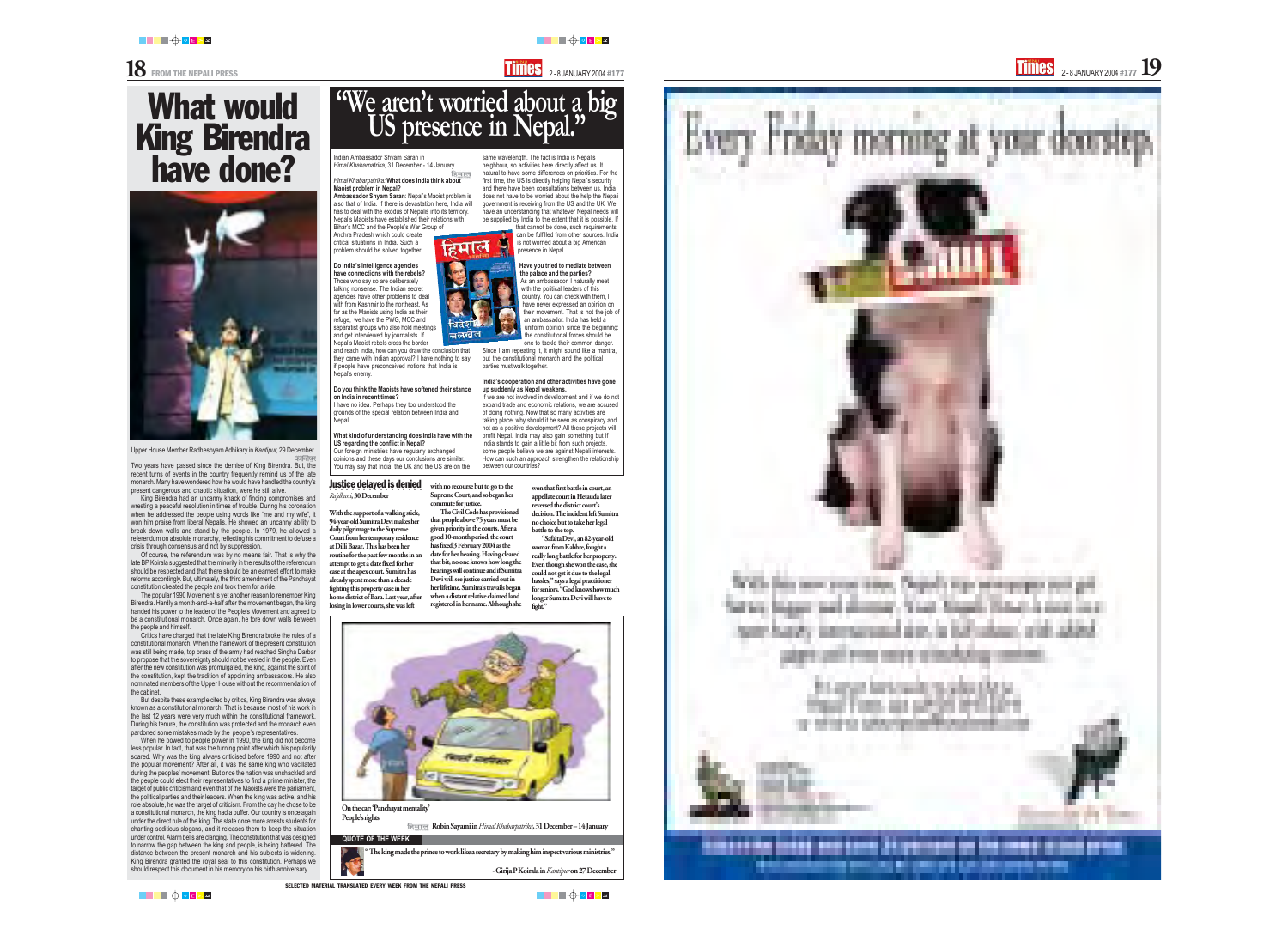# What would King Birendra have done?

Upper House Member Radheshyam Adhikary in *Kantipur*, 29 December

Two years have passed since the demise of King Birendra. But, the recent turns of events in the country frequently remind us of the late monarch. Many have wondered how he would have handled the country's present dangerous and chaotic situation, were he still alive.

King Birendra had an uncanny knack of finding compromises and wresting a peaceful resolution in times of trouble. During his coronation when he addressed the people using words like "me and my wife", it won him praise from liberal Nepalis. He showed an uncanny ability to break down walls and stand by the people. In 1979, he allowed a referendum on absolute monarchy, reflecting his commitment to defuse a crisis through consensus and not by suppression.

Of course, the referendum was by no means fair. That is why the late BP Koirala suggested that the minority in the results of the referendum should be respected and that there should be an earnest effort to make reforms accordingly. But, ultimately, the third amendment of the Panchayat constitution cheated the people and took them for a ride.

The popular 1990 Movement is yet another reason to remember King Birendra. Hardly a month-and-a-half after the movement began, the king handed his power to the leader of the People's Movement and agreed to be a constitutional monarch. Once again, he tore down walls between the people and himself.

Critics have charged that the late King Birendra broke the rules of a constitutional monarch. When the framework of the present constitution was still being made, top brass of the army had reached Singha Darbar to propose that the sovereignty should not be vested in the people. Even after the new constitution was promulgated, the king, against the spirit of the constitution, kept the tradition of appointing ambassadors. He also nominated members of the Upper House without the recommendation of the cabinet.

But despite these example cited by critics, King Birendra was always known as a constitutional monarch. That is because most of his work in the last 12 years were very much within the constitutional framework. During his tenure, the constitution was protected and the monarch even pardoned some mistakes made by the people's representatives.

When he bowed to people power in 1990, the king did not become less popular. In fact, that was the turning point after which his popularity soared. Why was the king always criticised before 1990 and not after the popular movement? After all, it was the same king who vacillated during the peoples' movement. But once the nation was unshackled and the people could elect their representatives to find a prime minister, the target of public criticism and even that of the Maoists were the parliament, the political parties and their leaders. When the king was active, and his role absolute, he was the target of criticism. From the day he chose to be a constitutional monarch, the king had a buffer. Our country is once again under the direct rule of the king. The state once more arrests students for chanting seditious slogans, and it releases them to keep the situation under control. Alarm bells are clanging. The constitution that was designed to narrow the gap between the king and people, is being battered. The distance between the present monarch and his subjects is widening. King Birendra granted the royal seal to this constitution. Perhaps we should respect this document in his memory on his birth anniversary.

# "We aren't worried about a big US presence in Nepal."

Indian Ambassador Shyam Saran in *Himal Khabarpatrika*, 31 December - 14 January

*Himal Khabarpatrika*: **What does India think about Maoist problem in Nepal?**

**Ambassador Shyam Saran**: Nepal's Maoist problem is also that of India. If there is devastation here, India will has to deal with the exodus of Nepalis into its territory. Nepal's Maoists have established their relations with Bihar's MCC and the People's War Group of Andhra Pradesh which could create critical situations in India. Such a problem should be solved together.

**Do India's intelligence agencies have connections with the rebels?**

Those who say so are deliberately talking nonsense. The Indian secret agencies have other problems to deal with from Kashmir to the northeast. As far as the Maoists using India as their refuge, we have the PWG, MCC and separatist groups who also hold meetings and get interviewed by journalists. If Nepal's Maoist rebels cross the border and reach India, how can you draw the conclusion that they came with Indian approval? I have nothing to say if people have preconceived notions that India is Nepal's enemy.

**Do you think the Maoists have softened their stance on India in recent times?**

I have no idea. Perhaps they too understood the grounds of the special relation between India and Nepal.

**What kind of understanding does India have with the US regarding the conflict in Nepal?**

Our foreign ministries have regularly exchanged opinions and these days our conclusions are similar. You may say that India, the UK and the US are on the same wavelength. The fact is India is Nepal's neighbour, so activities here directly affect us. It natural to have some differences on priorities. For the first time, the US is directly helping Nepal's security and there have been consultations between us. India does not have to be worried about the help the Nepali government is receiving from the US and the UK. We have an understanding that whatever Nepal needs will be supplied by India to the extent that it is possible. If that cannot be done, such requirements can be fulfilled from other sources. India is not worried about a big American presence in Nepal.

**Have you tried to mediate between the palace and the parties?**

As an ambassador, I naturally meet with the political leaders of this country. You can check with them, I have never expressed an opinion on their movement. That is not the job of an ambassador. India has held a uniform opinion since the beginning: the constitutional forces should be one to tackle their common danger. Since I am repeating it, it might sound like a mantra, but the constitutional monarch and the political parties must walk together.

**India's cooperation and other activities have gone up suddenly as Nepal weakens.**

If we are not involved in development and if we do not expand trade and economic relations, we are accused of doing nothing. Now that so many activities are taking place, why should it be seen as conspiracy and not as a positive development? All these projects will profit Nepal. India may also gain something but if India stands to gain a little bit from such projects, some people believe we are against Nepali interests. How can such an approach strengthen the relationship between our countries?

## Justice delayed is denied

*Rajdhani*, 30 December

With the support of a walking stick, 94-year-old Sumitra Devi makes her daily pilgrimage to the Supreme Court from her temporary residence at Dilli Bazar. This has been her routine for the past few months in an attempt to get a date fixed for her case at the apex court. Sumitra has already spent more than a decade fighting this property case in her home district of Bara. Last year, after losing in lower courts, she was left with no recourse but to go to the Supreme Court, and so began her commute for justice.

The Civil Code has provisioned that people above 75 years must be given priority in the courts. After a good 10-month period, the court has fixed 3 February 2004 as the date for her hearing. Having cleared that bit, no one knows how long the hearings will continue and if Sumitra Devi will see justice carried out in her lifetime. Sumitra's travails began when a distant relative claimed land registered in her name. Although she won that first battle in court, an appellate court in Hetauda later reversed the district court's decision. The incident left Sumitra no choice but to take her legal battle to the top.

"Safalta Devi, an 82-year-old woman from Kabhre, fought a really long battle for her property. Even though she won the case, she could not get it due to the legal hassles," says a legal practitioner for seniors. "God knows how much longer Sumitra Devi will have to fight."

On the car: 'Panchayat mentality'
People's rights

Robin Sayami in *Himal Khabarpatrika*, 31 December – 14 January

## QUOTE OF THE WEEK

"The king made the prince to work like a secretary by making him inspect various ministries."

- Girija P Koirala in *Kantipur* on 27 December

SELECTED MATERIAL TRANSLATED EVERY WEEK FROM THE NEPALI PRESS

Every Friday morning at your doorstep.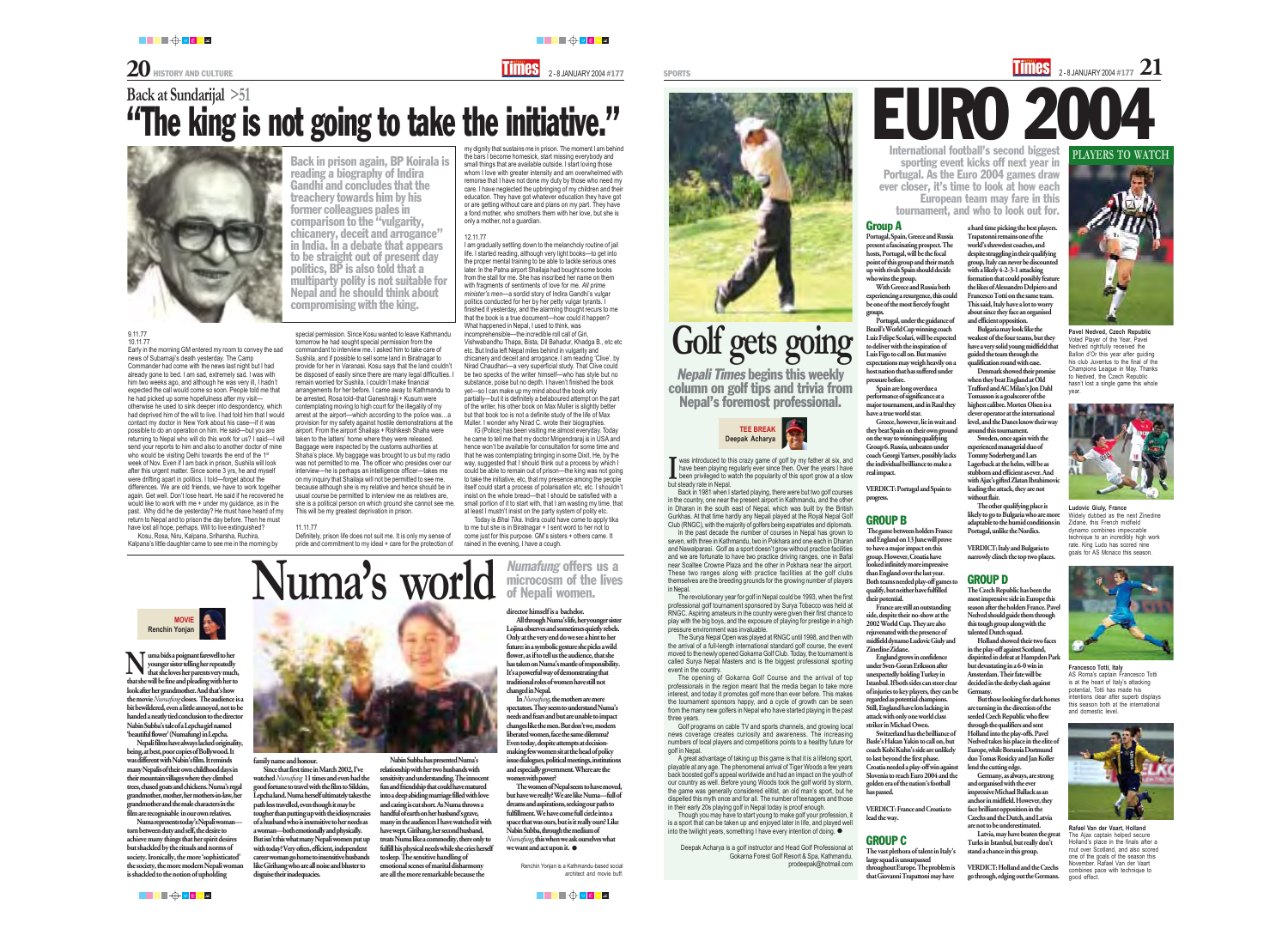# Back at Sundarijal >51

# "The king is not going to take the initiative."

**Back in prison again, BP Koirala is reading a biography of Indira Gandhi and concludes that the treachery towards him by his former colleagues pales in comparison to the "vulgarity, chicanery, deceit and arrogance" in India. In a debate that appears to be straight out of present day politics, BP is also told that a multiparty polity is not suitable for Nepal and he should think about compromising with the king.**

9.11.77
10.11.77

Early in the morning GM entered my room to convey the sad news of Subarnaji's death yesterday. The Camp Commander had come with the news last night but I had already gone to bed. I am sad, extremely sad. I was with him two weeks ago, and although he was very ill, I hadn't expected the call would come so soon. People told me that he had picked up some hopefulness after my visit—otherwise he used to sink deeper into despondency, which had deprived him of the will to live. I had told him that I would contact my doctor in New York about his case—if it was possible to do an operation on him. He said—but you are returning to Nepal who will do this work for us? I said—I will send your reports to him and also to another doctor of mine who would be visiting Delhi towards the end of the 1st week of Nov. Even if I am back in prison, Sushila will look after this urgent matter. Since some 3 yrs, he and myself were drifting apart in politics. I told—forget about the differences. We are old friends, we have to work together again. Get well. Don't lose heart. He said if he recovered he would like to work with me + under my guidance, as in the past. Why did he die yesterday? He must have heard of my return to Nepal and to prison the day before. Then he must have lost all hope, perhaps. Will to live extinguished?

Kosu, Rosa, Niru, Kalpana, Sriharsha, Ruchira, Kalpana's little daughter came to see me in the morning by special permission. Since Kosu wanted to leave Kathmandu tomorrow he had sought special permission from the commandant to interview me. I asked him to take care of Sushila, and if possible to sell some land in Biratnagar to provide for her in Varanasi. Kosu says that the land couldn't be disposed of easily since there are many legal difficulties. I remain worried for Sushila. I couldn't make financial arrangements for her before. I came away to Kathmandu to be arrested, Rosa told—that Ganeshraji + Kusum were contemplating moving to high court for the illegality of my arrest at the airport—which according to the police was...a provision for my safety against hostile demonstrations at the airport. From the airport Shailaja + Rishikesh Shaha were taken to the latters' home where they were released. Baggage were inspected by the customs authorities at Shaha's place. My baggage was brought to us but my radio was not permitted to me. The officer who presides over our interview—he is perhaps an intelligence officer—takes me on my inquiry that Shailaja will not be permitted to see me, because although she is my relative and hence should be in usual course be permitted to interview me as relatives are, she is a political person on whose behalf she cannot see me. This will be my greatest deprivation in prison.

11.11.77

Definitely, prison life does not suit me. It is only my sense of pride and commitment to my ideal + care for the protection of my dignity that sustains me in prison. The moment I am behind the bars I become homesick, start missing everybody and small things that are available outside. I start loving those whom I love with greater intensity and am overwhelmed with remorse that I have not done my duty by those who need my care. I have neglected the upbringing of my children and their education. They have got whatever education they have got or are getting without care and plans on my part. They have a fond mother, who smothers them with her love, but she is only a mother, not a guardian.

12.11.77

I am gradually settling down to the melancholy routine of jail life. I started reading, although very light books—to get into the proper mental training to be able to tackle serious ones later. In the Patna airport Shailaja had bought some books from the stall for me. She has inscribed her name on them with fragments of sentiments of love for me. *All prime minister's men*—a sordid story of Indira Gandhi's vulgar politics conducted for her by her petty vulgar tyrants. I finished it yesterday, and the alarming thought recurs to me that the book is a true document—how could it happen? What happened in Nepal, I used to think, was incomprehensible—the incredible roll call of Giri, Vishwabandhu Thapa, Bista, Dil Bahadur, Khadga B., etc etc etc. But India left Nepal miles behind in vulgarity and chicanery and deceit and arrogance. I am reading 'Clive', by Nirad Chaudhari—a very superficial study. That Clive could be two specks of the writer himself—who has style but no substance, poise but no depth. I haven't finished the book yet—so I can make up my mind about the book only partially—but it is definitely a belaboured attempt on the part of the writer, his other book on Max Muller is slightly better but that book too is not a definite study of the life of Max Muller. I wonder why Nirad C. wrote their biographies.

IG (Police) has been visiting me almost everyday. Today he came to tell me that my doctor Mrigendraraj is in USA and hence won't be available for consultation for some time and that he was contemplating bringing in some Dixit. He, by the way, suggested that I should think out a process by which I could be able to remain out of prison—the king was not going to take the initiative, etc, that my presence among the people itself could start a process of polarisation etc, etc. I shouldn't insist on the whole bread—that I should be satisfied with a small portion of it to start with, that I am wasting my time, that at least I mustn't insist on the party system of polity etc.

Today is *Bhai Tika*. Indira could have come to apply tika to me but she is in Biratnagar + I sent word to her not to come just for this purpose. GM's sisters + others came. It rained in the evening, I have a cough.

# Numa's world

*Numafung* **offers us a microcosm of the lives of Nepali women.**

MOVIE
**Renchin Yonjan**

**Numa bids a poignant farewell to her younger sister telling her repeatedly that she loves her parents very much, that she will be fine and pleading with her to look after her grandmother. And that's how the movie *Numafung* closes. The audience is a bit bewildered, even a little annoyed, not to be handed a neatly tied conclusion to the director Nabin Subba's tale of a Lepcha girl named 'beautiful flower' (Numafung) in Lepcha.**

**Nepali films have always lacked originality, being, at best, poor copies of Bollywood. It was different with Nabin's film. It reminds many Nepalis of their own childhood days in their mountain villages where they climbed trees, chased goats and chickens. Numa's regal grandmother, mother, her mothers-in-law, her grandmother and the male characters in the film are recognisable in our own relatives.**

**Numa represents today's Nepali woman—torn between duty and self, the desire to achieve many things that her spirit desires but shackled by the rituals and norms of society. Ironically, the more 'sophisticated' the society, the more modern Nepali woman is shackled to the notion of upholding family name and honour.**

**Since that first time in March 2002, I've watched *Numafung* 11 times and even had the good fortune to travel with the film to Sikkim, Lepcha land. Numa herself ultimately takes the path less travelled, even though it may be tougher than putting up with the idiosyncrasies of a husband who is insensitive to her needs as a woman—both emotionally and physically. But isn't this what many Nepali women put up with today? Very often, efficient, independent career woman go home to insensitive husbands like Girihang who are all noise and bluster to disguise their inadequacies.**

**Nabin Subba has presented Numa's relationship with her two husbands with sensitivity and understanding. The innocent fun and friendship that could have matured into a deep abiding marriage filled with love and caring is cut short. As Numa throws a handful of earth on her husband's grave, many in the audiences I have watched it with have wept. Girihang, her second husband, treats Numa like a commodity, there only to fulfill his physical needs while she cries herself to sleep. The sensitive handling of emotional scenes of marital disharmony are all the more remarkable because the director himself is a bachelor.**

**All through Numa's life, her younger sister Lojina observes and sometimes quietly rebels. Only at the very end do we see a hint to her future: in a symbolic gesture she picks a wild flower, as if to tell us the audience, that she has taken on Numa's mantle of responsibility. It's a powerful way of demonstrating that traditional roles of women have still not changed in Nepal.**

**In *Numafung*, the mothers are mere spectators. They seem to understand Numa's needs and fears and but are unable to impact changes like the men. But don't we, modern liberated women, face the same dilemma? Even today, despite attempts at decision-making few women sit at the head of policy issue dialogues, political meetings, institutions and especially government. Where are the women with power?**

**The women of Nepal seem to have moved, but have we really? We are like Numa—full of dreams and aspirations, seeking our path to fulfillment. We have come full circle into a space that was ours, but is it really ours? Like Nabin Subba, through the medium of *Numafung*, this is where we ask ourselves what we want and act upon it.** ●

Renchin Yonjan is a Kathmandu-based social architect and movie buff.

# Golf gets going

***Nepali Times* begins this weekly column on golf tips and trivia from Nepal's foremost professional.**

TEE BREAK
**Deepak Acharya**

I was introduced to this crazy game of golf by my father at six, and have been playing regularly ever since then. Over the years I have been privileged to watch the popularity of this sport grow at a slow but steady rate in Nepal.

Back in 1981 when I started playing, there were but two golf courses in the country, one near the present airport in Kathmandu, and the other in Dharan in the south east of Nepal, which was built by the British Gurkhas. At that time hardly any Nepali played at the Royal Nepal Golf Club (RNGC), with the majority of golfers being expatriates and diplomats.

In the past decade the number of courses in Nepal has grown to seven, with three in Kathmandu, two in Pokhara and one each in Dharan and Nawalparasi. Golf as a sport doesn't grow without practice facilities and we are fortunate to have two practice driving ranges, one in Bafal near Soaltee Crowne Plaza and the other in Pokhara near the airport. These two ranges along with practice facilities at the golf clubs themselves are the breeding grounds for the growing number of players in Nepal.

The revolutionary year for golf in Nepal could be 1993, when the first professional golf tournament sponsored by Surya Tobacco was held at RNGC. Aspiring amateurs in the country were given their first chance to play with the big boys, and the exposure of playing for prestige in a high pressure environment was invaluable.

The Surya Nepal Open was played at RNGC until 1998 and then with the arrival of a full-length international standard golf course, the event moved to the newly opened Gokarna Golf Club. Today, the tournament is called Surya Nepal Masters and is the biggest professional sporting event in the country.

The opening of Gokarna Golf Course and the arrival of top professionals in the region meant that the media began to take more interest, and today it promotes golf more than ever before. This makes the tournament sponsors happy, and a cycle of growth can be seen from the many new golfers in Nepal who have started playing in the past three years.

Golf programs on cable TV and sports channels, and growing local news coverage creates curiosity and awareness. The increasing numbers of local players and competitions points to a healthy future for golf in Nepal.

A great advantage of taking up this game is that it is a lifelong sport, playable at any age. The phenomenal arrival of Tiger Woods a few years back boosted golf's appeal worldwide and had an impact on the youth of our country as well. Before young Woods took the golf world by storm, the game was generally considered elitist, an old man's sport, but he dispelled this myth once and for all. The number of teenagers and those in their early 20s playing golf in Nepal today is proof enough.

Though you may have to start young to make golf your profession, it is a sport that can be taken up and enjoyed later in life, and played well into the twilight years, something I have every intention of doing. ●

Deepak Acharya is a golf instructor and Head Golf Professional at Gokarna Forest Golf Resort & Spa, Kathmandu.
prodeepak@hotmail.com

# EURO 2004

**International football's second biggest sporting event kicks off next year in Portugal. As the Euro 2004 games draw ever closer, it's time to look at how each European team may fare in this tournament, and who to look out for.**

## Group A

**Portugal, Spain, Greece and Russia present a fascinating prospect. The hosts, Portugal, will be the focal point of this group and their match up with rivals Spain should decide who wins the group.**

**With Greece and Russia both experiencing a resurgence, this could be one of the most fiercely fought groups.**

**Portugal, under the guidance of Brazil's World Cup winning coach Luiz Felipe Scolari, will be expected to deliver with the inspiration of Luis Figo to call on. But massive expectations may weigh heavily on a host nation that has suffered under pressure before.**

**Spain are long overdue a performance of significance at a major tournament, and in Raul they have a true world star.**

**Greece, however, lie in wait and they beat Spain on their own ground on the way to winning qualifying Group 6. Russia, unbeaten under coach Georgi Yartsev, possibly lacks the individual brilliance to make a real impact.**

**VERDICT: Portugal and Spain to progress.**

## GROUP B

**The game between holders France and England on 13 June will prove to have a major impact on this group. However, Croatia have looked infinitely more impressive than England over the last year. Both teams needed play-off games to qualify, but neither have fulfilled their potential.**

**France are still an outstanding side, despite their no-show at the 2002 World Cup. They are also rejuvenated with the presence of midfield dynamo Ludovic Giuly and Zinedine Zidane.**

**England grows in confidence under Sven-Goran Eriksson after unexpectedly holding Turkey in Istanbul. If both sides can steer clear of injuries to key players, they can be regarded as potential champions. Still, England have lots lacking in attack with only one world class striker in Michael Owen.**

**Switzerland has the brilliance of Basle's Hakan Yakin to call on, but coach Kobi Kuhn's side are unlikely to last beyond the first phase. Croatia needed a play-off win against Slovenia to reach Euro 2004 and the golden era of the nation's football has passed.**

**VERDICT: France and Croatia to lead the way.**

## GROUP C

**The vast plethora of talent in Italy's large squad is unsurpassed throughout Europe. The problem is that Giovanni Trapattoni may have a hard time picking the best players. Trapattoni remains one of the world's shrewdest coaches, and despite struggling in their qualifying group, Italy can never be discounted with a likely 4-2-3-1 attacking formation that could possibly feature the likes of Alessandro Delpiero and Francesco Totti on the same team. This said, Italy have a lot to worry about since they face an organised and efficient opposition.**

**Bulgaria may look like the weakest of the four teams, but they have a very solid young midfield that guided the team through the qualification round with ease.**

**Denmark showed their promise when they beat England at Old Trafford and AC Milan's Jon Dahl Tomasson is a goalscorer of the highest calibre. Morten Olsen is a clever operator at the international level, and the Danes know their way around this tournament.**

**Sweden, once again with the experienced managerial duo of Tommy Soderberg and Lars Lagerback at the helm, will be as stubborn and efficient as ever. And with Ajax's gifted Zlatan Ibrahimovic leading the attack, they are not without flair.**

**The other qualifying place is likely to go to Bulgaria who are more adaptable to the humid conditions in Portugal, unlike the Nordics.**

**VERDICT: Italy and Bulgaria to narrowly clinch the top two places.**

## GROUP D

**The Czech Republic has been the most impressive side in Europe this season after the holders France. Pavel Nedved should guide them through this tough group along with the talented Dutch squad.**

**Holland showed their two faces in the play-off against Scotland, dispirited in defeat at Hampden Park but devastating in a 6-0 win in Amsterdam. Their fate will be decided in the derby clash against Germany.**

**But those looking for dark horses are turning in the direction of the seeded Czech Republic who flew through the qualifiers and sent Holland into the play-offs. Pavel Nedved takes his place in the elite of Europe, while Borussia Dortmund duo Tomas Rosicky and Jan Koller lend the cutting edge.**

**Germany, as always, are strong and organised with the ever impressive Michael Ballack as an anchor in midfield. However, they face brilliant opposition in the Czechs and the Dutch, and Latvia are not to be underestimated.**

**Latvia, may have beaten the great Turks in Istanbul, but really don't stand a chance in this group.**

**VERDICT: Holland and the Czechs go through, edging out the Germans.**

## PLAYERS TO WATCH

**Pavel Nedved, Czech Republic**
Voted Player of the Year, Pavel Nedved rightfully received the Ballon d'Or this year after guiding his club Juventus to the final of the Champions League in May. Thanks to Nedved, the Czech Republic hasn't lost a single game this whole year.

**Ludovic Giuly, France**
Widely dubbed as the next Zinedine Zidane, this French midfield dynamo combines impeccable technique to an incredibly high work rate. King Ludo has scored nine goals for AS Monaco this season.

**Francesco Totti, Italy**
AS Roma's captain Francesco Totti is at the heart of Italy's attacking potential, Totti has made his intentions clear after superb displays this season both at the international and domestic level.

**Rafael Van der Vaart, Holland**
The Ajax captain helped secure Holland's place in the finals after a rout over Scotland, and also scored one of the goals of the season this November. Rafael Van der Vaart combines pace with technique to good effect.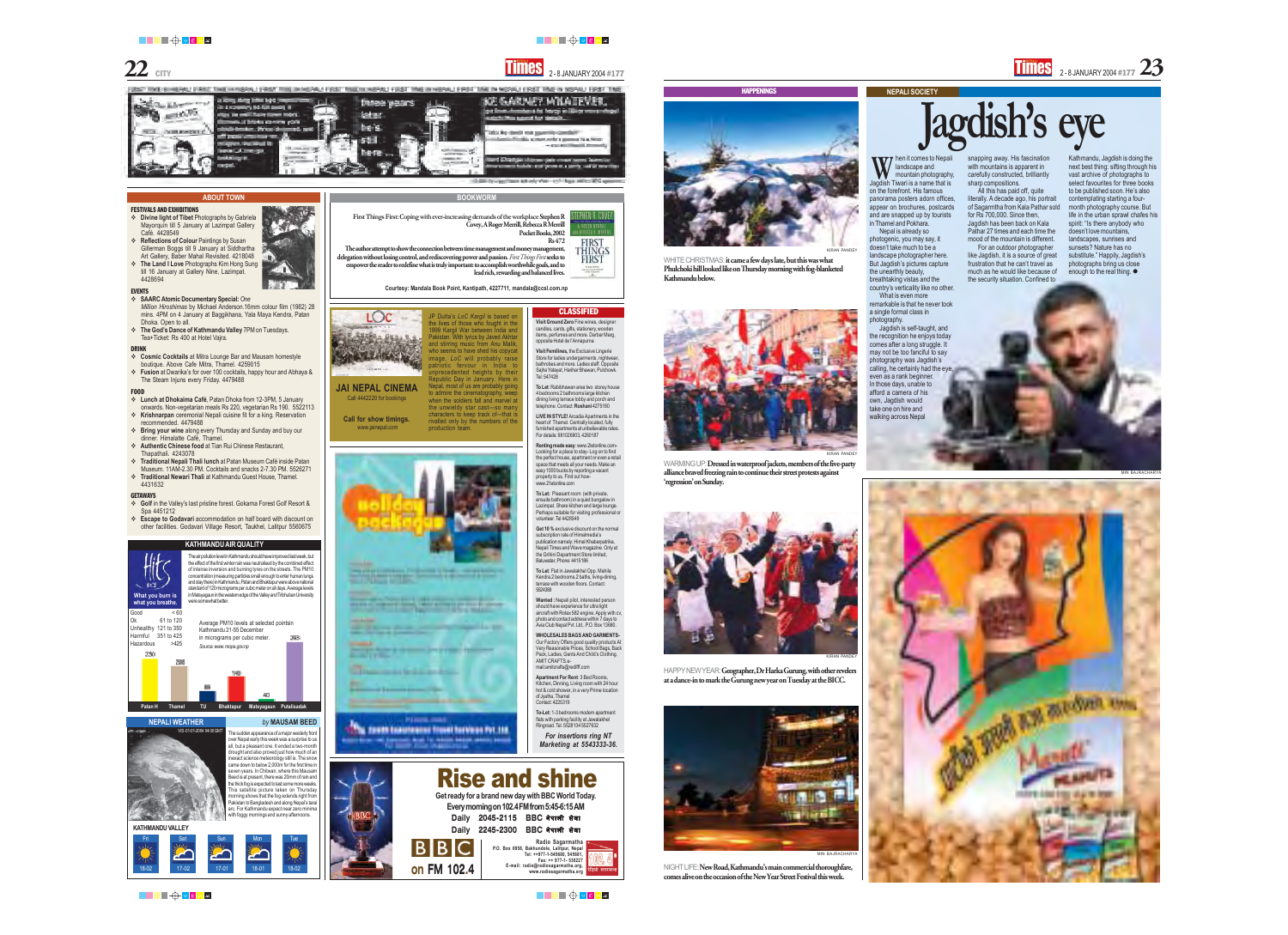## ABOUT TOWN

### FESTIVALS AND EXHIBITIONS

- **Divine light of Tibet** Photographs by Gabriela Mayorquin till 5 January at Lazimpat Gallery Café. 4428549
- **Reflections of Colour** Paintings by Susan Gillerman Boggs till 9 January at Siddhartha Art Gallery, Baber Mahal Revisited. 4218048
- **The Land I Love** Photographs Kim Hong Sung till 16 January at Gallery Nine, Lazimpat. 4428694

### EVENTS

- **SAARC Atomic Documentary Special:** *One Million Hiroshimas* by Michael Anderson.16mm colour film (1982) 28 mins. 4PM on 4 January at Baggikhana, Yala Maya Kendra, Patan Dhoka. Open to all.
- **The God's Dance of Kathmandu Valley** 7PM on Tuesdays. Tea+Ticket: Rs 400 at Hotel Vajra.

### DRINK

- **Cosmic Cocktails** at Mitra Lounge Bar and Mausam homestyle boutique. Above Cafe Mitra, Thamel. 4259015
- **Fusion** at Dwarika's for over 100 cocktails, happy hour and Abhaya & The Steam Injuns every Friday. 4479488

### FOOD

- **Lunch at Dhokaima Café**, Patan Dhoka from 12-3PM, 5 January onwards. Non-vegetarian meals Rs 220, vegetarian Rs 190. 5522113
- **Krishnarpan** ceremonial Nepali cuisine fit for a king. Reservation recommended. 4479488
- **Bring your wine** along every Thursday and Sunday and buy our dinner. Himalatte Café, Thamel.
- **Authentic Chinese food** at Tian Rui Chinese Restaurant, Thapathali. 4243078
- **Traditional Nepali Thali lunch** at Patan Museum Café inside Patan Museum. 11AM-2.30 PM. Cocktails and snacks 2-7.30 PM. 5526271
- **Traditional Newari Thali** at Kathmandu Guest House, Thamel. 4431632

### GETAWAYS

- **Golf** in the Valley's last pristine forest. Gokarna Forest Golf Resort & Spa 4451212
- **Escape to Godavari** accommodation on half board with discount on other facilities. Godavari Village Resort, Taukhel, Lalitpur 5560675

## KATHMANDU AIR QUALITY

The air pollution level in Kathmandu should have improved last week, but the effect of the first winter rain was neutralised by the combined effect of intense inversion and burning tyres on the streets. The PM10 concentration (measuring particles small enough to enter human lungs and stay there) in Kathmandu, Patan and Bhaktapur were above national standard of 120 micrograms per cubic meter on all days. Average levels in Matsyagaun in the western edge of the Valley and Tribhuvan University were somewhat better.

What you burn is what you breathe.

| Category | Range |
|---|---|
| Good | < 60 |
| Ok | 61 to 120 |
| Unhealthy | 121 to 350 |
| Harmful | 351 to 425 |
| Hazardous | >425 |

Average PM10 levels at selected points in Kathmandu 21-05 December in micrograms per cubic meter.
*Source: www.mope.gov.np*

| Location | PM10 |
|---|---|
| Patan H | 230 |
| Thamel | 205 |
| TU | 84 |
| Bhaktapur | 149 |
| Matsyagaun | 40 |
| Putalisadak | 263 |

## NEPALI WEATHER

*by* **MAUSAM BEED**

The sudden appearance of a major westerly front over Nepal early this week was a surprise to us all, but a pleasant one. It ended a two-month drought and also proved just how much of an inexact science meteorology still is. The snow came down to below 2,000m for the first time in seven years. In Chitwan, where this Mausam Beed is at present, there was 25mm of rain and the thick fog is expected to last some more weeks. This satellite picture taken on Thursday morning shows that the fog extends right from Pakistan to Bangladesh and along Nepal's land arc. For Kathmandu expect near zero minima with foggy mornings and sunny afternoons.

**KATHMANDU VALLEY**

| Fri | Sat | Sun | Mon | Tue |
|---|---|---|---|---|
| 18-02 | 17-02 | 17-01 | 18-01 | 18-02 |

## BOOKWORM

First Things First: Coping with ever-increasing demands of the workplace Stephen R Covey, A Roger Merrill, Rebecca R Merrill
Pocket Books, 2002
Rs 472

The author attempt to show the connection between time management and money management, delegation without losing control, and rediscovering power and passion. *First Things First* seeks to empower the reader to redefine what is truly important: to accomplish worthwhile goals, and to lead rich, rewarding and balanced lives.

Courtesy: Mandala Book Point, Kantipath, 4227711, mandala@ccsl.com.np

## JAI NEPAL CINEMA

Call 4442220 for bookings

JP Dutta's *LoC Kargil* is based on the lives of those who fought in the 1999 Kargil War between India and Pakistan. With lyrics by Javed Akhtar and stirring music from Anu Malik, who seems to have shed his copycat image, *LoC* will probably raise patriotic fervour in India to unprecedented heights by their Republic Day in January. Here in Nepal, most of us are probably going to admire the cinematography, weep when the soldiers fall and marvel at the unwieldy star cast—so many characters to keep track of—that is rivalled only by the numbers of the production team.

Call for show timings.
www.jainepal.com

## CLASSIFIED

**Visit Ground Zero** Fine wines, designer candles, cards, gifts, stationery, wooden items, perfumes and more. Darbar Marg, opposite Hotel de l'Annapurna

**Visit Femilines**, the Exclusive Lingerie Store for ladies undergarments, nightwear, bathrobes and more. Ladies staff. Opposite Sajha Yatayat, Harihar Bhawan, Pulchowk. Tel: 547428

**To Let**: Rabibhawan area two storey house 4 bedrooms 2 bathrooms large kitchen dining living terrace lobby and porch and telephone. Contact: **Roshani** 4275180

**LIVE IN STYLE!** Arcadia Apartments in the heart of Thamel. Centrally located, fully furnished apartments at unbelievable rates. For details: 981026903, 4260187

**Renting made easy**: www.2letonline.com- Looking for a place to stay- Log on to find the perfect house, apartment or even a retail space that meets all your needs. Make an easy 1000 bucks by reporting a vacant property to us. Find out how- www.2letonline.com

**To Let**: Pleasant room (with private, ensuite bathroom) in a quiet bungalow in Lazimpat. Share kitchen and large lounge. Perhaps suitable for visiting professional or volunteer. Tel 4428549

**Get 10 %** exclusive discount on the normal subscription rate of Himalmedia's publication namely; Himal Khabarpatrika, Nepali Times and Wave magazine. Only at the Grihini Department Store limited, Baluwatar, Phone: 4415186

**To Let**: Flat in Jawalakhel Opp. Mahila Kendra 2 bedrooms, 2 baths, living-dining, terrace with wooden floors. Contact: 5524389

**Wanted** : Nepali pilot, interested person should have experience for ultra light aircraft with Rotax 582 engine. Apply with cv, photo and contact address within 7 days to Avia Club Nepal Pvt. Ltd., P.O. Box 13680.

**WHOLESALES BAGS AND GARMENTS**- Our Factory Offers good quality products At Very Reasonable Prices, School Bags, Back Pack, Ladies, Gents And Child's Clothing. AMIT CRAFTS e-mail:amitcrafts@rediff.com

**Apartment For Rent**: 3 Bed Rooms, Kitchen, Dinning, Living room with 24 hour hot & cold shower, in a very Prime location of Jyatha, Thamel Contact: 4225319

**To-Let**: 1-3 bedrooms modern apartment flats with parking facility at Jawalakhel Ringroad. Tel. 5528134/5527632

*For insertions ring NT Marketing at 5543333-36.*

## Rise and shine

Get ready for a brand new day with BBC World Today.
Every morning on 102.4 FM from 5:45-6:15 AM

Daily 2045-2115 BBC नेपाली सेवा
Daily 2245-2300 BBC नेपाली सेवा

BBC on FM 102.4

Radio Sagarmatha
P.O. Box 6958, Bakhundole, Lalitpur, Nepal
Tel: ++977-1-545680, 545681,
Fax: ++ 977-1- 530227
E-mail: radio@radiosagarmatha.org,
www.radiosagarmatha.org

## HAPPENINGS

WHITE CHRISTMAS: **it came a few days late, but this was what Phulchoki hill looked like on Thursday morning with fog-blanketed Kathmandu below.**

KIRAN PANDEY

WARMING UP: **Dressed in waterproof jackets, members of the five-party alliance braved freezing rain to continue their street protests against 'regression' on Sunday.**

KIRAN PANDEY

HAPPY NEW YEAR: **Geographer, Dr Harka Gurung, with other revelers at a dance-in to mark the Gurung new year on Tuesday at the BICC.**

KIRAN PANDEY

NIGHT LIFE: **New Road, Kathmandu's main commercial thoroughfare, comes alive on the occasion of the New Year Street Festival this week.**

MIN BAJRACHARYA

## NEPALI SOCIETY

# Jagdish's eye

When it comes to Nepali landscape and mountain photography, Jagdish Tiwari is a name that is on the forefront. His famous panorama posters adorn offices, appear on brochures, postcards and are snapped up by tourists in Thamel and Pokhara.

Nepal is already so photogenic, you may say, it doesn't take much to be a landscape photographer here. But Jagdish's pictures capture the unearthly beauty, breathtaking vistas and the country's verticality like no other.

What is even more remarkable is that he never took a single formal class in photography.

Jagdish is self-taught, and the recognition he enjoys today comes after a long struggle. It may not be too fanciful to say photography was Jagdish's calling, he certainly had the eye, even as a rank beginner. In those days, unable to afford a camera of his own, Jagdish would take one on hire and walking across Nepal snapping away. His fascination with mountains is apparent in carefully constructed, brilliantly sharp compositions.

All this has paid off, quite literally. A decade ago, his portrait of Sagarmatha from Kala Pathar sold for Rs 700,000. Since then, Jagdish has been back on Kala Pathar 27 times and each time the mood of the mountain is different.

For an outdoor photographer like Jagdish, it is a source of great frustration that he can't travel as much as he would like because of the security situation. Confined to Kathmandu, Jagdish is doing the next best thing: sifting through his vast archive of photographs to select favourites for three books to be published soon. He's also contemplating starting a four-month photography course. But life in the urban sprawl chafes his spirit: "Is there anybody who doesn't love mountains, landscapes, sunrises and sunsets? Nature has no substitute." Happily, Jagdish's photographs bring us close enough to the real thing. ●

MIN BAJRACHARYA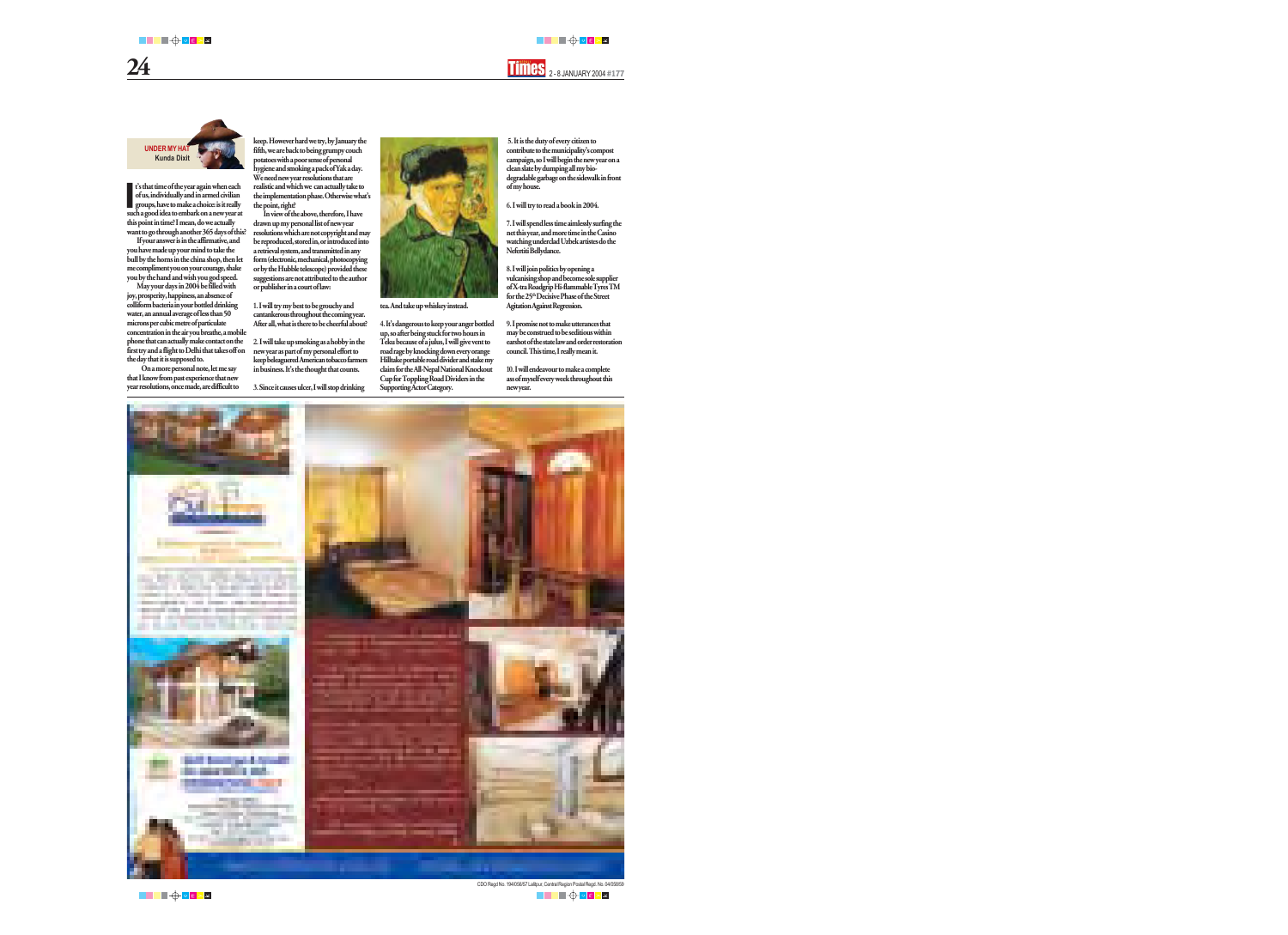UNDER MY HAT
Kunda Dixit

It's that time of the year again when each of us, individually and in armed civilian groups, have to make a choice: is it really such a good idea to embark on a new year at this point in time? I mean, do we actually want to go through another 365 days of this?

If your answer is in the affirmative, and you have made up your mind to take the bull by the horns in the china shop, then let me compliment you on your courage, shake you by the hand and wish you god speed.

May your days in 2004 be filled with joy, prosperity, happiness, an absence of colliform bacteria in your bottled drinking water, an annual average of less than 50 microns per cubic metre of particulate concentration in the air you breathe, a mobile phone that can actually make contact on the first try and a flight to Delhi that takes off on the day that it is supposed to.

On a more personal note, let me say that I know from past experience that new year resolutions, once made, are difficult to keep. However hard we try, by January the fifth, we are back to being grumpy couch potatoes with a poor sense of personal hygiene and smoking a pack of Yak a day. We need new year resolutions that are realistic and which we can actually take to the implementation phase. Otherwise what's the point, right?

In view of the above, therefore, I have drawn up my personal list of new year resolutions which are not copyright and may be reproduced, stored in, or introduced into a retrieval system, and transmitted in any form (electronic, mechanical, photocopying or by the Hubble telescope) provided these suggestions are not attributed to the author or publisher in a court of law:

1. I will try my best to be grouchy and cantankerous throughout the coming year. After all, what is there to be cheerful about?

2. I will take up smoking as a hobby in the new year as part of my personal effort to keep beleaguered American tobacco farmers in business. It's the thought that counts.

3. Since it causes ulcer, I will stop drinking tea. And take up whiskey instead.

4. It's dangerous to keep your anger bottled up, so after being stuck for two hours in Teku because of a julus, I will give vent to road rage by knocking down every orange Hilltake portable road divider and stake my claim for the All-Nepal National Knockout Cup for Toppling Road Dividers in the Supporting Actor Category.

5. It is the duty of every citizen to contribute to the municipality's compost campaign, so I will begin the new year on a clean slate by dumping all my bio-degradable garbage on the sidewalk in front of my house.

6. I will try to read a book in 2004.

7. I will spend less time aimlessly surfing the net this year, and more time in the Casino watching underclad Uzbek artistes do the Nefertiti Bellydance.

8. I will join politics by opening a vulcanising shop and become sole supplier of X-tra Roadgrip Hi-flammable Tyres TM for the 25[th] Decisive Phase of the Street Agitation Against Regression.

9. I promise not to make utterances that may be construed to be seditious within earshot of the state law and order restoration council. This time, I really mean it.

10. I will endeavour to make a complete ass of myself every week throughout this new year.

CDO Regd No. 194/056/57 Lalitpur, Central Region Postal Regd. No. 04/056/58